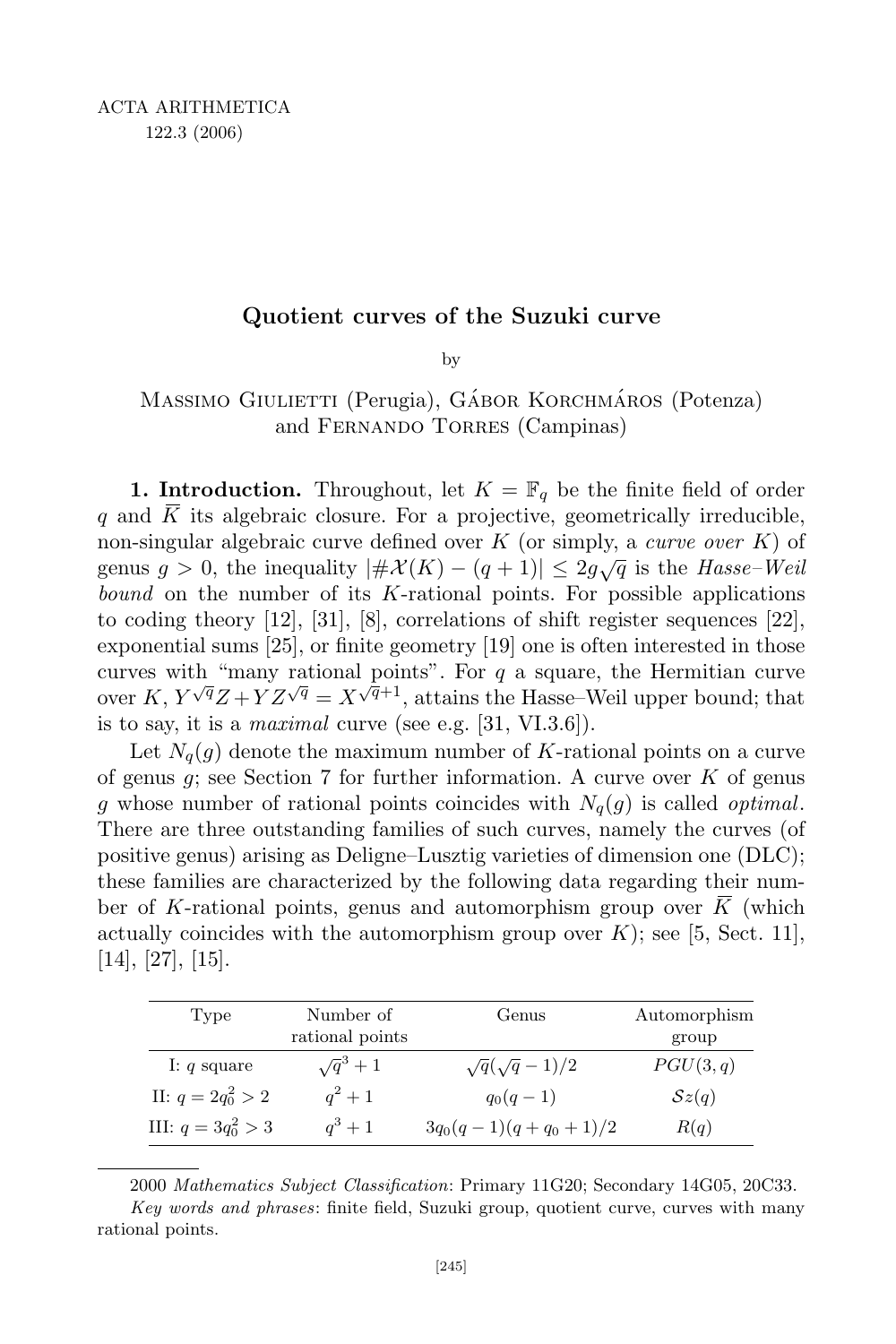# Quotient curves of the Suzuki curve

by

Massimo Giulietti (Perugia), Gábor Korchmáros (Potenza) and Fernando Torres (Campinas)

**1. Introduction.** Throughout, let $K = \mathbb{F}_q$ be the finite field of order $q$ and $\bar{K}$ its algebraic closure. For a projective, geometrically irreducible, non-singular algebraic curve defined over $K$ (or simply, a *curve over* $K$) of genus $g > 0$, the inequality $|\#\mathcal{X}(K) - (q+1)| \le 2g\sqrt{q}$ is the *Hasse–Weil bound* on the number of its $K$-rational points. For possible applications to coding theory [12], [31], [8], correlations of shift register sequences [22], exponential sums [25], or finite geometry [19] one is often interested in those curves with "many rational points". For $q$ a square, the Hermitian curve over $K$, $Y^{\sqrt{q}}Z + YZ^{\sqrt{q}} = X^{\sqrt{q}+1}$, attains the Hasse–Weil upper bound; that is to say, it is a *maximal* curve (see e.g. [31, VI.3.6]).

Let $N_q(g)$ denote the maximum number of $K$-rational points on a curve of genus $g$; see Section 7 for further information. A curve over $K$ of genus $g$ whose number of rational points coincides with $N_q(g)$ is called *optimal*. There are three outstanding families of such curves, namely the curves (of positive genus) arising as Deligne–Lusztig varieties of dimension one (DLC); these families are characterized by the following data regarding their number of $K$-rational points, genus and automorphism group over $\bar{K}$ (which actually coincides with the automorphism group over $K$); see [5, Sect. 11], [14], [27], [15].

| Type | Number of rational points | Genus | Automorphism group |
|---|---|---|---|
| I: $q$ square | $\sqrt{q}^3 + 1$ | $\sqrt{q}(\sqrt{q}-1)/2$ | $PGU(3,q)$ |
| II: $q = 2q_0^2 > 2$ | $q^2 + 1$ | $q_0(q-1)$ | $\mathcal{S}z(q)$ |
| III: $q = 3q_0^2 > 3$ | $q^3 + 1$ | $3q_0(q-1)(q+q_0+1)/2$ | $R(q)$ |

2000 *Mathematics Subject Classification*: Primary 11G20; Secondary 14G05, 20C33.

*Key words and phrases*: finite field, Suzuki group, quotient curve, curves with many rational points.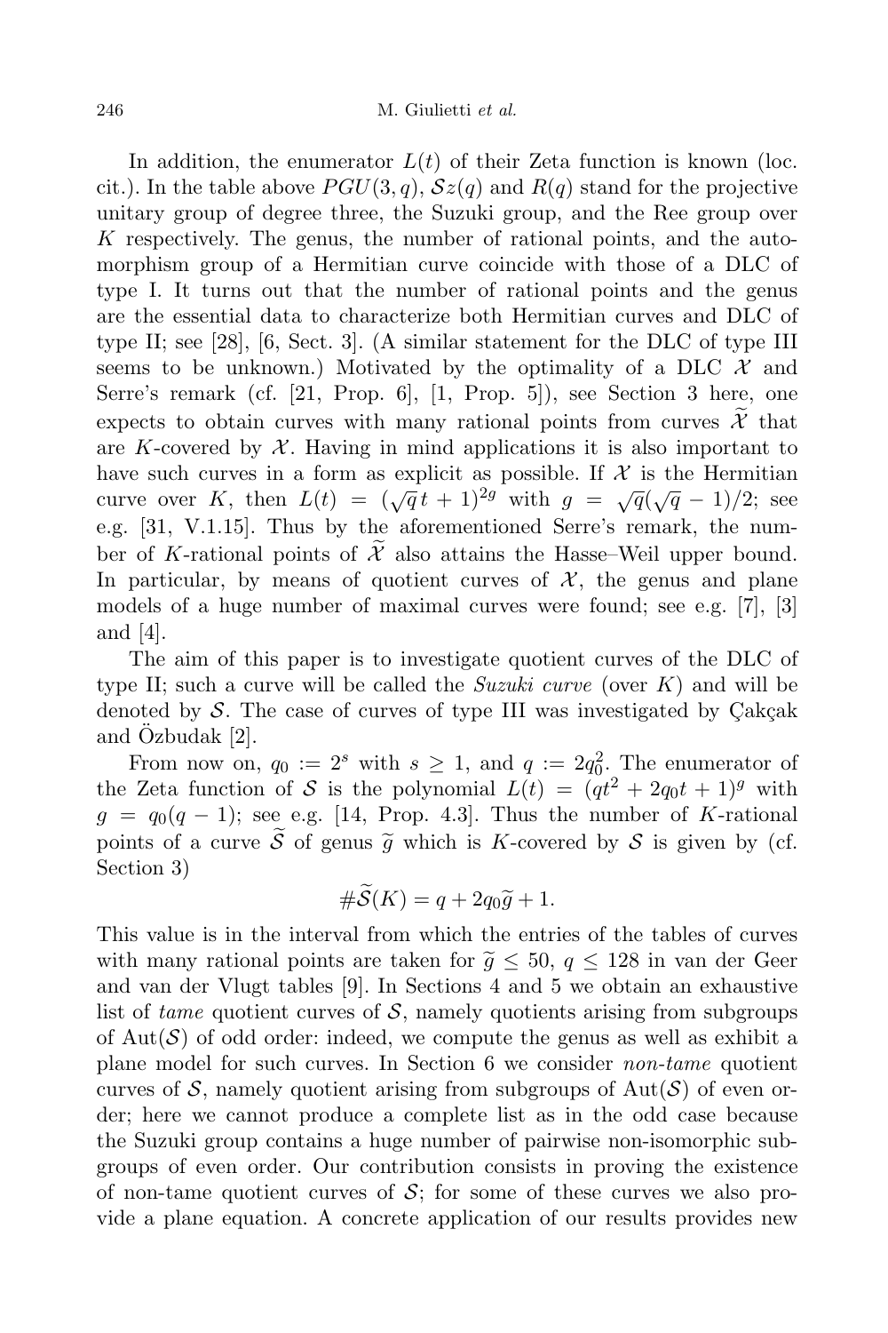In addition, the enumerator $L(t)$ of their Zeta function is known (loc. cit.). In the table above $PGU(3,q)$, $\mathcal{S}z(q)$ and $R(q)$ stand for the projective unitary group of degree three, the Suzuki group, and the Ree group over $K$ respectively. The genus, the number of rational points, and the automorphism group of a Hermitian curve coincide with those of a DLC of type I. It turns out that the number of rational points and the genus are the essential data to characterize both Hermitian curves and DLC of type II; see [28], [6, Sect. 3]. (A similar statement for the DLC of type III seems to be unknown.) Motivated by the optimality of a DLC $\mathcal{X}$ and Serre's remark (cf. [21, Prop. 6], [1, Prop. 5]), see Section 3 here, one expects to obtain curves with many rational points from curves $\widetilde{\mathcal{X}}$ that are $K$-covered by $\mathcal{X}$. Having in mind applications it is also important to have such curves in a form as explicit as possible. If $\mathcal{X}$ is the Hermitian curve over $K$, then $L(t) = (\sqrt{q}\,t+1)^{2g}$ with $g = \sqrt{q}(\sqrt{q}-1)/2$; see e.g. [31, V.1.15]. Thus by the aforementioned Serre's remark, the number of $K$-rational points of $\widetilde{\mathcal{X}}$ also attains the Hasse–Weil upper bound. In particular, by means of quotient curves of $\mathcal{X}$, the genus and plane models of a huge number of maximal curves were found; see e.g. [7], [3] and [4].

The aim of this paper is to investigate quotient curves of the DLC of type II; such a curve will be called the *Suzuki curve* (over $K$) and will be denoted by $\mathcal{S}$. The case of curves of type III was investigated by Çakçak and Özbudak [2].

From now on, $q_0 := 2^s$ with $s \geq 1$, and $q := 2q_0^2$. The enumerator of the Zeta function of $\mathcal{S}$ is the polynomial $L(t) = (qt^2 + 2q_0t + 1)^g$ with $g = q_0(q-1)$; see e.g. [14, Prop. 4.3]. Thus the number of $K$-rational points of a curve $\widetilde{\mathcal{S}}$ of genus $\widetilde{g}$ which is $K$-covered by $\mathcal{S}$ is given by (cf. Section 3)

$$\#\widetilde{\mathcal{S}}(K) = q + 2q_0\widetilde{g} + 1.$$

This value is in the interval from which the entries of the tables of curves with many rational points are taken for $\widetilde{g} \leq 50$, $q \leq 128$ in van der Geer and van der Vlugt tables [9]. In Sections 4 and 5 we obtain an exhaustive list of *tame* quotient curves of $\mathcal{S}$, namely quotients arising from subgroups of $\mathrm{Aut}(\mathcal{S})$ of odd order: indeed, we compute the genus as well as exhibit a plane model for such curves. In Section 6 we consider *non-tame* quotient curves of $\mathcal{S}$, namely quotient arising from subgroups of $\mathrm{Aut}(\mathcal{S})$ of even order; here we cannot produce a complete list as in the odd case because the Suzuki group contains a huge number of pairwise non-isomorphic subgroups of even order. Our contribution consists in proving the existence of non-tame quotient curves of $\mathcal{S}$; for some of these curves we also provide a plane equation. A concrete application of our results provides new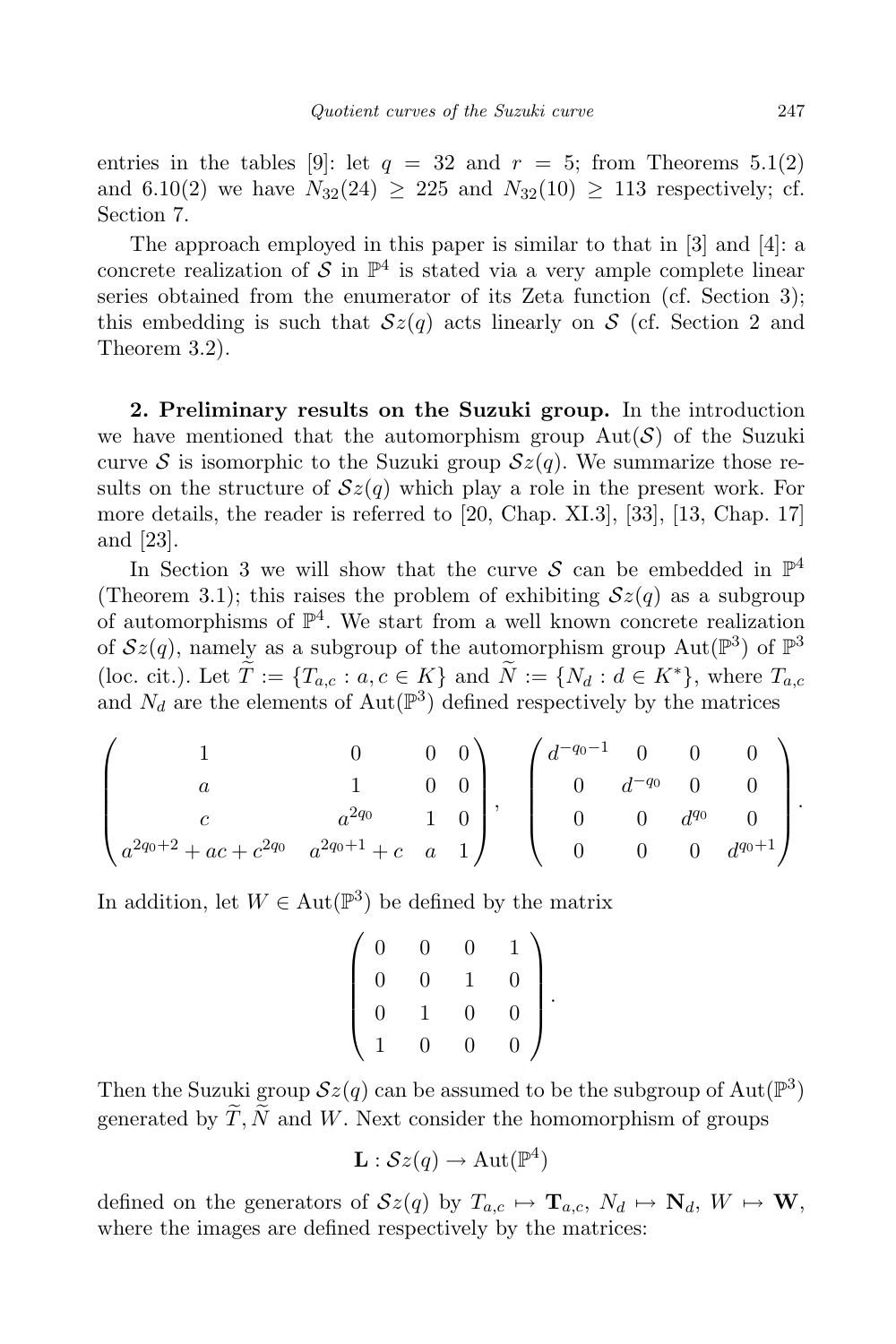entries in the tables [9]: let $q = 32$ and $r = 5$; from Theorems 5.1(2) and 6.10(2) we have $N_{32}(24) \geq 225$ and $N_{32}(10) \geq 113$ respectively; cf. Section 7.

The approach employed in this paper is similar to that in [3] and [4]: a concrete realization of $\mathcal{S}$ in $\mathbb{P}^4$ is stated via a very ample complete linear series obtained from the enumerator of its Zeta function (cf. Section 3); this embedding is such that $\mathcal{S}z(q)$ acts linearly on $\mathcal{S}$ (cf. Section 2 and Theorem 3.2).

**2. Preliminary results on the Suzuki group.** In the introduction we have mentioned that the automorphism group $\mathrm{Aut}(\mathcal{S})$ of the Suzuki curve $\mathcal{S}$ is isomorphic to the Suzuki group $\mathcal{S}z(q)$. We summarize those results on the structure of $\mathcal{S}z(q)$ which play a role in the present work. For more details, the reader is referred to [20, Chap. XI.3], [33], [13, Chap. 17] and [23].

In Section 3 we will show that the curve $\mathcal{S}$ can be embedded in $\mathbb{P}^4$ (Theorem 3.1); this raises the problem of exhibiting $\mathcal{S}z(q)$ as a subgroup of automorphisms of $\mathbb{P}^4$. We start from a well known concrete realization of $\mathcal{S}z(q)$, namely as a subgroup of the automorphism group $\mathrm{Aut}(\mathbb{P}^3)$ of $\mathbb{P}^3$ (loc. cit.). Let $\widetilde{T} := \{T_{a,c} : a, c \in K\}$ and $\widetilde{N} := \{N_d : d \in K^*\}$, where $T_{a,c}$ and $N_d$ are the elements of $\mathrm{Aut}(\mathbb{P}^3)$ defined respectively by the matrices

$$\begin{pmatrix} 1 & 0 & 0 & 0 \\ a & 1 & 0 & 0 \\ c & a^{2q_0} & 1 & 0 \\ a^{2q_0+2}+ac+c^{2q_0} & a^{2q_0+1}+c & a & 1 \end{pmatrix}, \quad \begin{pmatrix} d^{-q_0-1} & 0 & 0 & 0 \\ 0 & d^{-q_0} & 0 & 0 \\ 0 & 0 & d^{q_0} & 0 \\ 0 & 0 & 0 & d^{q_0+1} \end{pmatrix}.$$

In addition, let $W \in \mathrm{Aut}(\mathbb{P}^3)$ be defined by the matrix

$$\begin{pmatrix} 0 & 0 & 0 & 1 \\ 0 & 0 & 1 & 0 \\ 0 & 1 & 0 & 0 \\ 1 & 0 & 0 & 0 \end{pmatrix}.$$

Then the Suzuki group $\mathcal{S}z(q)$ can be assumed to be the subgroup of $\mathrm{Aut}(\mathbb{P}^3)$ generated by $\widetilde{T}, \widetilde{N}$ and $W$. Next consider the homomorphism of groups

$$\mathbf{L} : \mathcal{S}z(q) \to \mathrm{Aut}(\mathbb{P}^4)$$

defined on the generators of $\mathcal{S}z(q)$ by $T_{a,c} \mapsto \mathbf{T}_{a,c}$, $N_d \mapsto \mathbf{N}_d$, $W \mapsto \mathbf{W}$, where the images are defined respectively by the matrices: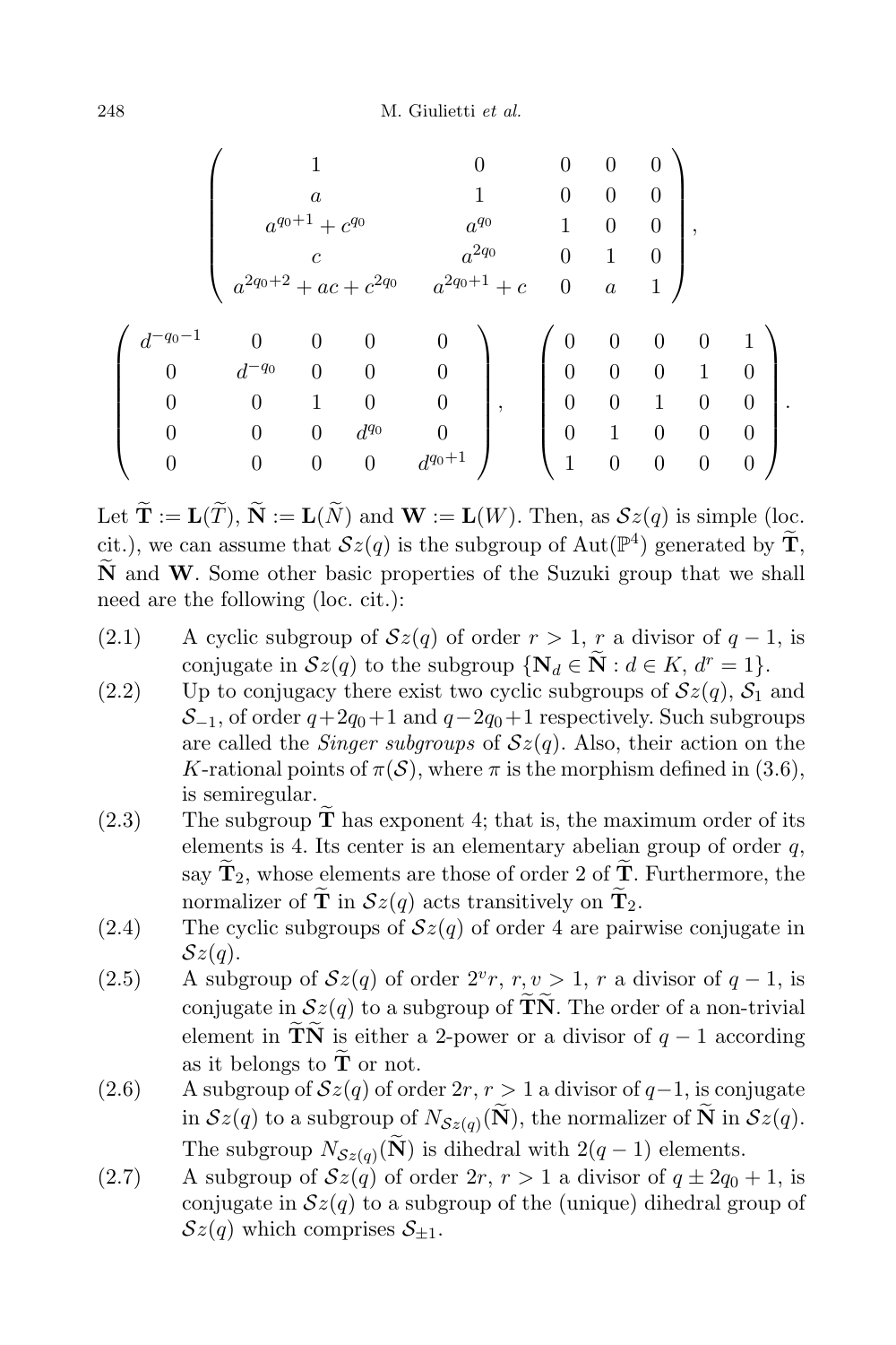$$
\begin{pmatrix}
1 & 0 & 0 & 0 & 0 \\
a & 1 & 0 & 0 & 0 \\
a^{q_0+1} + c^{q_0} & a^{q_0} & 1 & 0 & 0 \\
c & a^{2q_0} & 0 & 1 & 0 \\
a^{2q_0+2} + ac + c^{2q_0} & a^{2q_0+1} + c & 0 & a & 1
\end{pmatrix},
$$

$$
\begin{pmatrix}
d^{-q_0-1} & 0 & 0 & 0 & 0 \\
0 & d^{-q_0} & 0 & 0 & 0 \\
0 & 0 & 1 & 0 & 0 \\
0 & 0 & 0 & d^{q_0} & 0 \\
0 & 0 & 0 & 0 & d^{q_0+1}
\end{pmatrix},
\quad
\begin{pmatrix}
0 & 0 & 0 & 0 & 1 \\
0 & 0 & 0 & 1 & 0 \\
0 & 0 & 1 & 0 & 0 \\
0 & 1 & 0 & 0 & 0 \\
1 & 0 & 0 & 0 & 0
\end{pmatrix}.
$$

Let $\widetilde{\mathbf{T}} := \mathbf{L}(\widetilde{T})$, $\widetilde{\mathbf{N}} := \mathbf{L}(\widetilde{N})$ and $\mathbf{W} := \mathbf{L}(W)$. Then, as $\mathcal{S}z(q)$ is simple (loc. cit.), we can assume that $\mathcal{S}z(q)$ is the subgroup of $\mathrm{Aut}(\mathbb{P}^4)$ generated by $\widetilde{\mathbf{T}}$, $\widetilde{\mathbf{N}}$ and $\mathbf{W}$. Some other basic properties of the Suzuki group that we shall need are the following (loc. cit.):

(2.1) A cyclic subgroup of $\mathcal{S}z(q)$ of order $r > 1$, $r$ a divisor of $q-1$, is conjugate in $\mathcal{S}z(q)$ to the subgroup $\{\mathbf{N}_d \in \widetilde{\mathbf{N}} : d \in K,\ d^r = 1\}$.

(2.2) Up to conjugacy there exist two cyclic subgroups of $\mathcal{S}z(q)$, $\mathcal{S}_1$ and $\mathcal{S}_{-1}$, of order $q+2q_0+1$ and $q-2q_0+1$ respectively. Such subgroups are called the *Singer subgroups* of $\mathcal{S}z(q)$. Also, their action on the $K$-rational points of $\pi(\mathcal{S})$, where $\pi$ is the morphism defined in (3.6), is semiregular.

(2.3) The subgroup $\widetilde{\mathbf{T}}$ has exponent 4; that is, the maximum order of its elements is 4. Its center is an elementary abelian group of order $q$, say $\widetilde{\mathbf{T}}_2$, whose elements are those of order 2 of $\widetilde{\mathbf{T}}$. Furthermore, the normalizer of $\widetilde{\mathbf{T}}$ in $\mathcal{S}z(q)$ acts transitively on $\widetilde{\mathbf{T}}_2$.

(2.4) The cyclic subgroups of $\mathcal{S}z(q)$ of order 4 are pairwise conjugate in $\mathcal{S}z(q)$.

(2.5) A subgroup of $\mathcal{S}z(q)$ of order $2^v r$, $r, v > 1$, $r$ a divisor of $q-1$, is conjugate in $\mathcal{S}z(q)$ to a subgroup of $\widetilde{\mathbf{T}}\widetilde{\mathbf{N}}$. The order of a non-trivial element in $\widetilde{\mathbf{T}}\widetilde{\mathbf{N}}$ is either a 2-power or a divisor of $q-1$ according as it belongs to $\widetilde{\mathbf{T}}$ or not.

(2.6) A subgroup of $\mathcal{S}z(q)$ of order $2r$, $r > 1$ a divisor of $q-1$, is conjugate in $\mathcal{S}z(q)$ to a subgroup of $N_{\mathcal{S}z(q)}(\widetilde{\mathbf{N}})$, the normalizer of $\widetilde{\mathbf{N}}$ in $\mathcal{S}z(q)$. The subgroup $N_{\mathcal{S}z(q)}(\widetilde{\mathbf{N}})$ is dihedral with $2(q-1)$ elements.

(2.7) A subgroup of $\mathcal{S}z(q)$ of order $2r$, $r > 1$ a divisor of $q \pm 2q_0 + 1$, is conjugate in $\mathcal{S}z(q)$ to a subgroup of the (unique) dihedral group of $\mathcal{S}z(q)$ which comprises $\mathcal{S}_{\pm 1}$.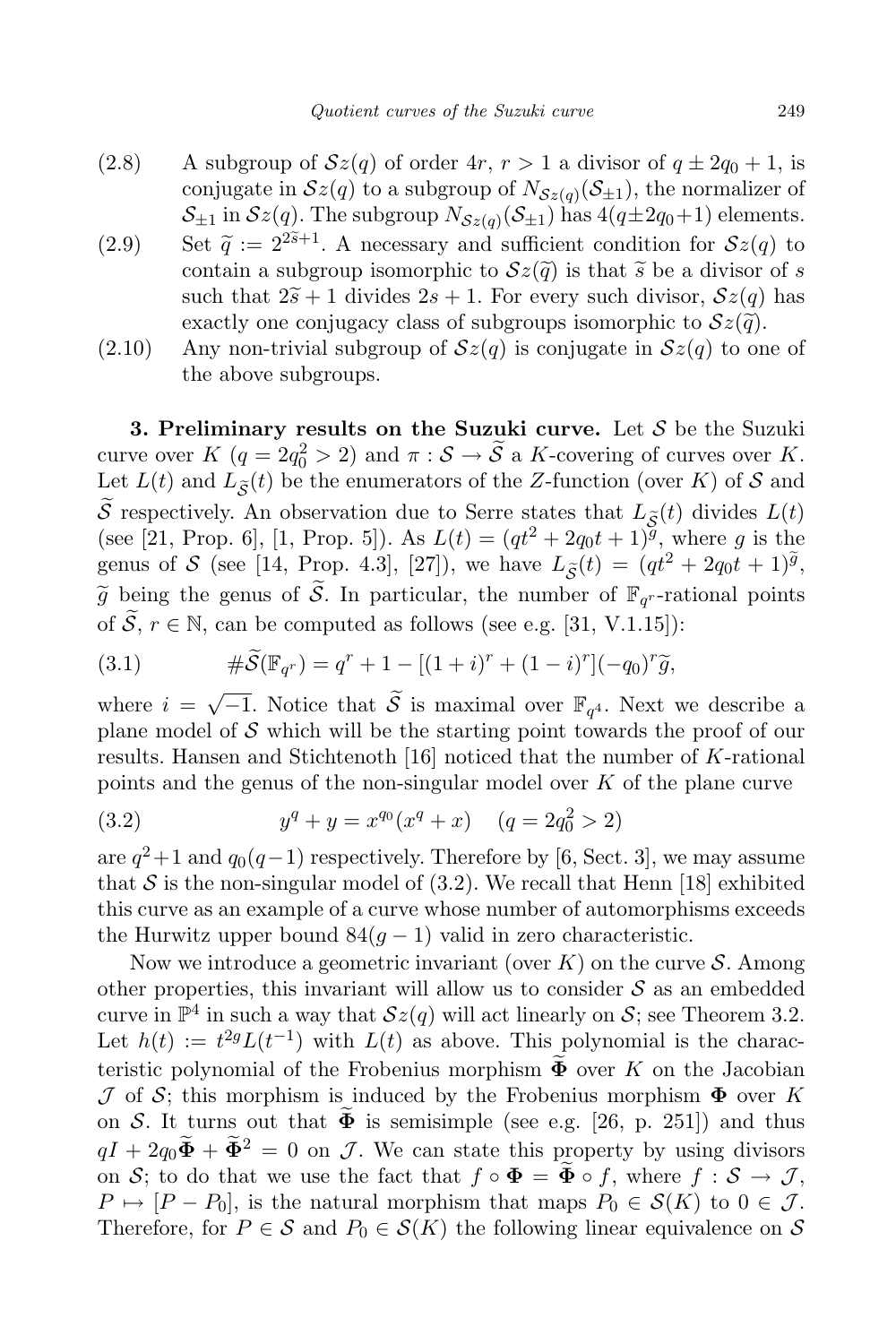(2.8) A subgroup of $\mathcal{S}z(q)$ of order $4r$, $r > 1$ a divisor of $q \pm 2q_0 + 1$, is conjugate in $\mathcal{S}z(q)$ to a subgroup of $N_{\mathcal{S}z(q)}(\mathcal{S}_{\pm 1})$, the normalizer of $\mathcal{S}_{\pm 1}$ in $\mathcal{S}z(q)$. The subgroup $N_{\mathcal{S}z(q)}(\mathcal{S}_{\pm 1})$ has $4(q \pm 2q_0 + 1)$ elements.

(2.9) Set $\widetilde{q} := 2^{2\widetilde{s}+1}$. A necessary and sufficient condition for $\mathcal{S}z(q)$ to contain a subgroup isomorphic to $\mathcal{S}z(\widetilde{q})$ is that $\widetilde{s}$ be a divisor of $s$ such that $2\widetilde{s}+1$ divides $2s+1$. For every such divisor, $\mathcal{S}z(q)$ has exactly one conjugacy class of subgroups isomorphic to $\mathcal{S}z(\widetilde{q})$.

(2.10) Any non-trivial subgroup of $\mathcal{S}z(q)$ is conjugate in $\mathcal{S}z(q)$ to one of the above subgroups.

**3. Preliminary results on the Suzuki curve.** Let $\mathcal{S}$ be the Suzuki curve over $K$ ($q = 2q_0^2 > 2$) and $\pi : \mathcal{S} \to \widetilde{\mathcal{S}}$ a $K$-covering of curves over $K$. Let $L(t)$ and $L_{\widetilde{\mathcal{S}}}(t)$ be the enumerators of the $Z$-function (over $K$) of $\mathcal{S}$ and $\widetilde{\mathcal{S}}$ respectively. An observation due to Serre states that $L_{\widetilde{\mathcal{S}}}(t)$ divides $L(t)$ (see [21, Prop. 6], [1, Prop. 5]). As $L(t) = (qt^2 + 2q_0t + 1)^g$, where $g$ is the genus of $\mathcal{S}$ (see [14, Prop. 4.3], [27]), we have $L_{\widetilde{\mathcal{S}}}(t) = (qt^2 + 2q_0t + 1)^{\widetilde{g}}$, $\widetilde{g}$ being the genus of $\widetilde{\mathcal{S}}$. In particular, the number of $\mathbb{F}_{q^r}$-rational points of $\widetilde{\mathcal{S}}$, $r \in \mathbb{N}$, can be computed as follows (see e.g. [31, V.1.15]):

$$\#\widetilde{\mathcal{S}}(\mathbb{F}_{q^r}) = q^r + 1 - [(1+i)^r + (1-i)^r](-q_0)^r\widetilde{g}, \tag{3.1}$$

where $i = \sqrt{-1}$. Notice that $\widetilde{\mathcal{S}}$ is maximal over $\mathbb{F}_{q^4}$. Next we describe a plane model of $\mathcal{S}$ which will be the starting point towards the proof of our results. Hansen and Stichtenoth [16] noticed that the number of $K$-rational points and the genus of the non-singular model over $K$ of the plane curve

$$y^q + y = x^{q_0}(x^q + x) \quad (q = 2q_0^2 > 2) \tag{3.2}$$

are $q^2+1$ and $q_0(q-1)$ respectively. Therefore by [6, Sect. 3], we may assume that $\mathcal{S}$ is the non-singular model of (3.2). We recall that Henn [18] exhibited this curve as an example of a curve whose number of automorphisms exceeds the Hurwitz upper bound $84(g-1)$ valid in zero characteristic.

Now we introduce a geometric invariant (over $K$) on the curve $\mathcal{S}$. Among other properties, this invariant will allow us to consider $\mathcal{S}$ as an embedded curve in $\mathbb{P}^4$ in such a way that $\mathcal{S}z(q)$ will act linearly on $\mathcal{S}$; see Theorem 3.2. Let $h(t) := t^{2g}L(t^{-1})$ with $L(t)$ as above. This polynomial is the characteristic polynomial of the Frobenius morphism $\widetilde{\mathbf{\Phi}}$ over $K$ on the Jacobian $\mathcal{J}$ of $\mathcal{S}$; this morphism is induced by the Frobenius morphism $\mathbf{\Phi}$ over $K$ on $\mathcal{S}$. It turns out that $\widetilde{\mathbf{\Phi}}$ is semisimple (see e.g. [26, p. 251]) and thus $qI + 2q_0\widetilde{\mathbf{\Phi}} + \widetilde{\mathbf{\Phi}}^2 = 0$ on $\mathcal{J}$. We can state this property by using divisors on $\mathcal{S}$; to do that we use the fact that $f \circ \mathbf{\Phi} = \widetilde{\mathbf{\Phi}} \circ f$, where $f : \mathcal{S} \to \mathcal{J}$, $P \mapsto [P - P_0]$, is the natural morphism that maps $P_0 \in \mathcal{S}(K)$ to $0 \in \mathcal{J}$. Therefore, for $P \in \mathcal{S}$ and $P_0 \in \mathcal{S}(K)$ the following linear equivalence on $\mathcal{S}$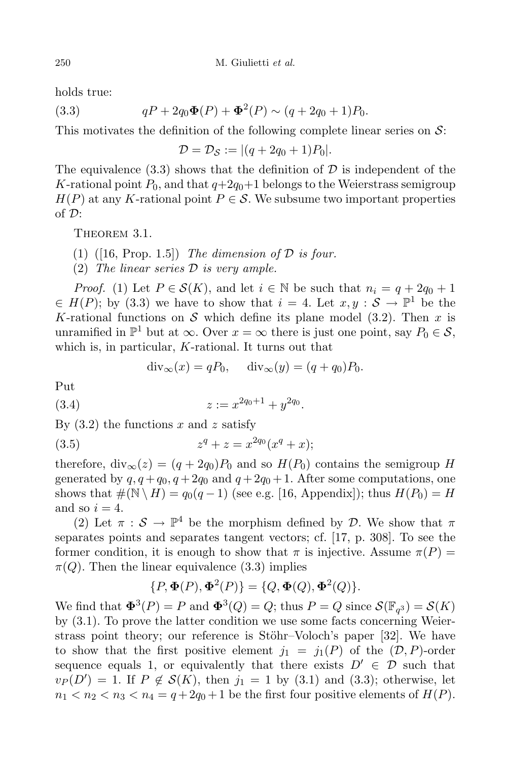holds true:

$$qP + 2q_0\mathbf{\Phi}(P) + \mathbf{\Phi}^2(P) \sim (q + 2q_0 + 1)P_0. \tag{3.3}$$

This motivates the definition of the following complete linear series on $\mathcal{S}$:

$$\mathcal{D} = \mathcal{D}_{\mathcal{S}} := |(q + 2q_0 + 1)P_0|.$$

The equivalence (3.3) shows that the definition of $\mathcal{D}$ is independent of the $K$-rational point $P_0$, and that $q+2q_0+1$ belongs to the Weierstrass semigroup $H(P)$ at any $K$-rational point $P \in \mathcal{S}$. We subsume two important properties of $\mathcal{D}$:

Theorem 3.1.

(1) ([16, Prop. 1.5]) *The dimension of $\mathcal{D}$ is four.*

(2) *The linear series $\mathcal{D}$ is very ample.*

*Proof.* (1) Let $P \in \mathcal{S}(K)$, and let $i \in \mathbb{N}$ be such that $n_i = q + 2q_0 + 1 \in H(P)$; by (3.3) we have to show that $i = 4$. Let $x, y : \mathcal{S} \to \mathbb{P}^1$ be the $K$-rational functions on $\mathcal{S}$ which define its plane model (3.2). Then $x$ is unramified in $\mathbb{P}^1$ but at $\infty$. Over $x = \infty$ there is just one point, say $P_0 \in \mathcal{S}$, which is, in particular, $K$-rational. It turns out that

$$\mathrm{div}_\infty(x) = qP_0, \quad \mathrm{div}_\infty(y) = (q + q_0)P_0.$$

Put

$$z := x^{2q_0+1} + y^{2q_0}. \tag{3.4}$$

By (3.2) the functions $x$ and $z$ satisfy

$$z^q + z = x^{2q_0}(x^q + x); \tag{3.5}$$

therefore, $\mathrm{div}_\infty(z) = (q + 2q_0)P_0$ and so $H(P_0)$ contains the semigroup $H$ generated by $q, q+q_0, q+2q_0$ and $q+2q_0+1$. After some computations, one shows that $\#(\mathbb{N} \setminus H) = q_0(q-1)$ (see e.g. [16, Appendix]); thus $H(P_0) = H$ and so $i = 4$.

(2) Let $\pi : \mathcal{S} \to \mathbb{P}^4$ be the morphism defined by $\mathcal{D}$. We show that $\pi$ separates points and separates tangent vectors; cf. [17, p. 308]. To see the former condition, it is enough to show that $\pi$ is injective. Assume $\pi(P) = \pi(Q)$. Then the linear equivalence (3.3) implies

$$\{P, \mathbf{\Phi}(P), \mathbf{\Phi}^2(P)\} = \{Q, \mathbf{\Phi}(Q), \mathbf{\Phi}^2(Q)\}.$$

We find that $\mathbf{\Phi}^3(P) = P$ and $\mathbf{\Phi}^3(Q) = Q$; thus $P = Q$ since $\mathcal{S}(\mathbb{F}_{q^3}) = \mathcal{S}(K)$ by (3.1). To prove the latter condition we use some facts concerning Weierstrass point theory; our reference is Stöhr–Voloch's paper [32]. We have to show that the first positive element $j_1 = j_1(P)$ of the $(\mathcal{D}, P)$-order sequence equals 1, or equivalently that there exists $D' \in \mathcal{D}$ such that $v_P(D') = 1$. If $P \notin \mathcal{S}(K)$, then $j_1 = 1$ by (3.1) and (3.3); otherwise, let $n_1 < n_2 < n_3 < n_4 = q + 2q_0 + 1$ be the first four positive elements of $H(P)$.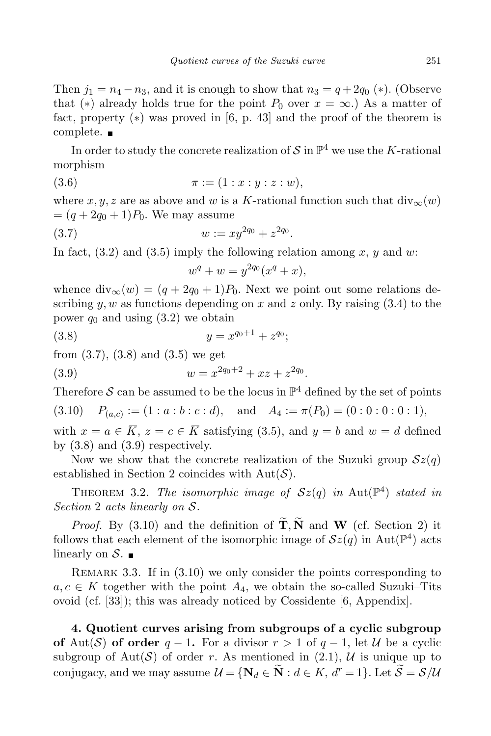Then $j_1 = n_4 - n_3$, and it is enough to show that $n_3 = q + 2q_0$ $(*)$. (Observe that $(*)$ already holds true for the point $P_0$ over $x = \infty$.) As a matter of fact, property $(*)$ was proved in [6, p. 43] and the proof of the theorem is complete. ∎

In order to study the concrete realization of $\mathcal{S}$ in $\mathbb{P}^4$ we use the $K$-rational morphism

$$\pi := (1 : x : y : z : w), \tag{3.6}$$

where $x, y, z$ are as above and $w$ is a $K$-rational function such that $\operatorname{div}_\infty(w) = (q + 2q_0 + 1)P_0$. We may assume

$$w := xy^{2q_0} + z^{2q_0}. \tag{3.7}$$

In fact, (3.2) and (3.5) imply the following relation among $x$, $y$ and $w$:

$$w^q + w = y^{2q_0}(x^q + x),$$

whence $\operatorname{div}_\infty(w) = (q + 2q_0 + 1)P_0$. Next we point out some relations describing $y, w$ as functions depending on $x$ and $z$ only. By raising (3.4) to the power $q_0$ and using (3.2) we obtain

$$y = x^{q_0+1} + z^{q_0}; \tag{3.8}$$

from (3.7), (3.8) and (3.5) we get

$$w = x^{2q_0+2} + xz + z^{2q_0}. \tag{3.9}$$

Therefore $\mathcal{S}$ can be assumed to be the locus in $\mathbb{P}^4$ defined by the set of points

$$P_{(a,c)} := (1 : a : b : c : d), \quad \text{and} \quad A_4 := \pi(P_0) = (0 : 0 : 0 : 0 : 1), \tag{3.10}$$

with $x = a \in \overline{K}$, $z = c \in \overline{K}$ satisfying (3.5), and $y = b$ and $w = d$ defined by (3.8) and (3.9) respectively.

Now we show that the concrete realization of the Suzuki group $\mathcal{S}z(q)$ established in Section 2 coincides with $\operatorname{Aut}(\mathcal{S})$.

Theorem 3.2. *The isomorphic image of $\mathcal{S}z(q)$ in $\operatorname{Aut}(\mathbb{P}^4)$ stated in Section 2 acts linearly on $\mathcal{S}$.*

*Proof.* By (3.10) and the definition of $\widetilde{\mathbf{T}}, \widetilde{\mathbf{N}}$ and $\mathbf{W}$ (cf. Section 2) it follows that each element of the isomorphic image of $\mathcal{S}z(q)$ in $\operatorname{Aut}(\mathbb{P}^4)$ acts linearly on $\mathcal{S}$. ∎

Remark 3.3. If in (3.10) we only consider the points corresponding to $a, c \in K$ together with the point $A_4$, we obtain the so-called Suzuki–Tits ovoid (cf. [33]); this was already noticed by Cossidente [6, Appendix].

**4. Quotient curves arising from subgroups of a cyclic subgroup of $\operatorname{Aut}(\mathcal{S})$ of order $q - 1$.** For a divisor $r > 1$ of $q - 1$, let $\mathcal{U}$ be a cyclic subgroup of $\operatorname{Aut}(\mathcal{S})$ of order $r$. As mentioned in (2.1), $\mathcal{U}$ is unique up to conjugacy, and we may assume $\mathcal{U} = \{\mathbf{N}_d \in \widetilde{\mathbf{N}} : d \in K,\ d^r = 1\}$. Let $\widetilde{\mathcal{S}} = \mathcal{S}/\mathcal{U}$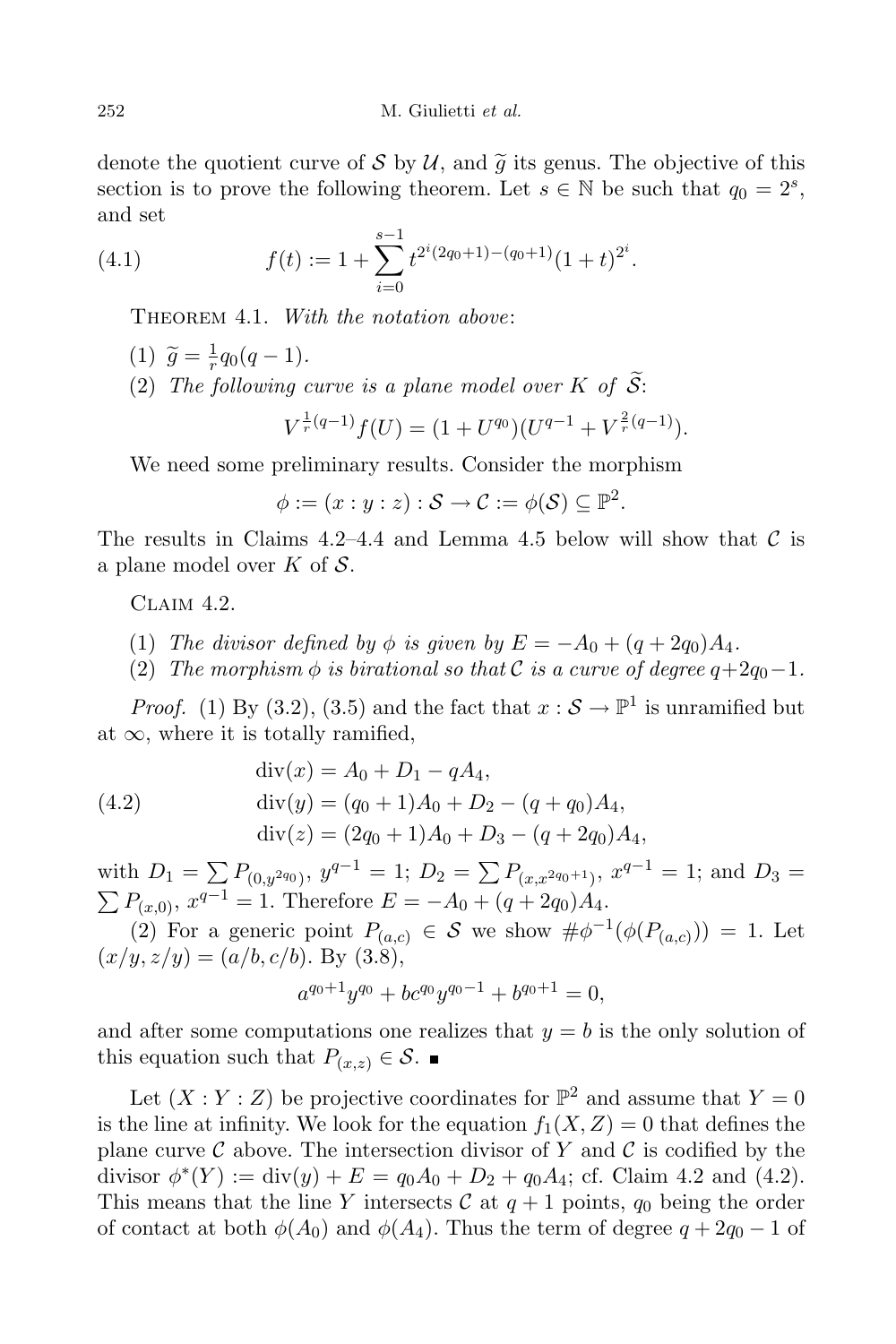denote the quotient curve of $\mathcal{S}$ by $\mathcal{U}$, and $\widetilde{g}$ its genus. The objective of this section is to prove the following theorem. Let $s \in \mathbb{N}$ be such that $q_0 = 2^s$, and set

$$f(t) := 1 + \sum_{i=0}^{s-1} t^{2^i(2q_0+1)-(q_0+1)}(1+t)^{2^i}. \tag{4.1}$$

Theorem 4.1. *With the notation above*:

1. $\widetilde{g} = \frac{1}{r} q_0(q-1)$.
2. *The following curve is a plane model over $K$ of $\widetilde{\mathcal{S}}$*:

$$V^{\frac{1}{r}(q-1)} f(U) = (1 + U^{q_0})(U^{q-1} + V^{\frac{2}{r}(q-1)}).$$

We need some preliminary results. Consider the morphism

$$\phi := (x : y : z) : \mathcal{S} \to \mathcal{C} := \phi(\mathcal{S}) \subseteq \mathbb{P}^2.$$

The results in Claims 4.2–4.4 and Lemma 4.5 below will show that $\mathcal{C}$ is a plane model over $K$ of $\mathcal{S}$.

Claim 4.2.

1. *The divisor defined by $\phi$ is given by $E = -A_0 + (q + 2q_0)A_4$.*
2. *The morphism $\phi$ is birational so that $\mathcal{C}$ is a curve of degree $q+2q_0-1$.*

*Proof.* (1) By (3.2), (3.5) and the fact that $x : \mathcal{S} \to \mathbb{P}^1$ is unramified but at $\infty$, where it is totally ramified,

$$\begin{aligned} \operatorname{div}(x) &= A_0 + D_1 - qA_4, \\ \operatorname{div}(y) &= (q_0+1)A_0 + D_2 - (q+q_0)A_4, \\ \operatorname{div}(z) &= (2q_0+1)A_0 + D_3 - (q+2q_0)A_4, \end{aligned} \tag{4.2}$$

with $D_1 = \sum P_{(0,y^{2q_0})}$, $y^{q-1} = 1$; $D_2 = \sum P_{(x,x^{2q_0+1})}$, $x^{q-1} = 1$; and $D_3 = \sum P_{(x,0)}$, $x^{q-1} = 1$. Therefore $E = -A_0 + (q + 2q_0)A_4$.

(2) For a generic point $P_{(a,c)} \in \mathcal{S}$ we show $\#\phi^{-1}(\phi(P_{(a,c)})) = 1$. Let $(x/y, z/y) = (a/b, c/b)$. By (3.8),

$$a^{q_0+1}y^{q_0} + bc^{q_0}y^{q_0-1} + b^{q_0+1} = 0,$$

and after some computations one realizes that $y = b$ is the only solution of this equation such that $P_{(x,z)} \in \mathcal{S}$. ∎

Let $(X : Y : Z)$ be projective coordinates for $\mathbb{P}^2$ and assume that $Y = 0$ is the line at infinity. We look for the equation $f_1(X, Z) = 0$ that defines the plane curve $\mathcal{C}$ above. The intersection divisor of $Y$ and $\mathcal{C}$ is codified by the divisor $\phi^*(Y) := \operatorname{div}(y) + E = q_0A_0 + D_2 + q_0A_4$; cf. Claim 4.2 and (4.2). This means that the line $Y$ intersects $\mathcal{C}$ at $q + 1$ points, $q_0$ being the order of contact at both $\phi(A_0)$ and $\phi(A_4)$. Thus the term of degree $q + 2q_0 - 1$ of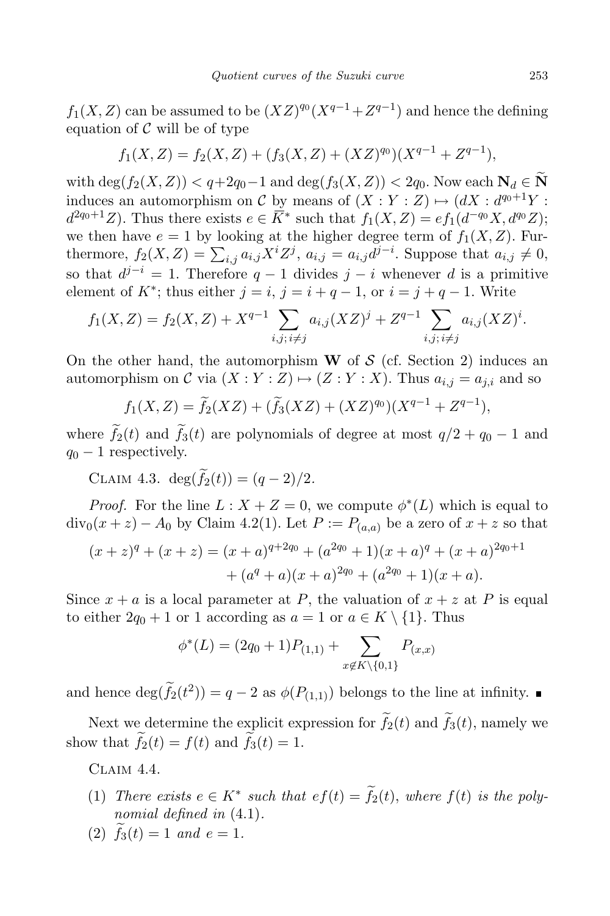$f_1(X,Z)$ can be assumed to be $(XZ)^{q_0}(X^{q-1}+Z^{q-1})$ and hence the defining equation of $\mathcal{C}$ will be of type

$$f_1(X,Z) = f_2(X,Z) + (f_3(X,Z) + (XZ)^{q_0})(X^{q-1}+Z^{q-1}),$$

with $\deg(f_2(X,Z)) < q+2q_0-1$ and $\deg(f_3(X,Z)) < 2q_0$. Now each $\mathbf{N}_d \in \widetilde{\mathbf{N}}$ induces an automorphism on $\mathcal{C}$ by means of $(X:Y:Z) \mapsto (dX : d^{q_0+1}Y : d^{2q_0+1}Z)$. Thus there exists $e \in \overline{K}^*$ such that $f_1(X,Z) = ef_1(d^{-q_0}X, d^{q_0}Z)$; we then have $e=1$ by looking at the higher degree term of $f_1(X,Z)$. Furthermore, $f_2(X,Z) = \sum_{i,j} a_{i,j}X^iZ^j$, $a_{i,j} = a_{i,j}d^{j-i}$. Suppose that $a_{i,j} \neq 0$, so that $d^{j-i}=1$. Therefore $q-1$ divides $j-i$ whenever $d$ is a primitive element of $K^*$; thus either $j=i$, $j=i+q-1$, or $i=j+q-1$. Write

$$f_1(X,Z) = f_2(X,Z) + X^{q-1}\sum_{i,j;\, i\neq j} a_{i,j}(XZ)^j + Z^{q-1}\sum_{i,j;\, i\neq j} a_{i,j}(XZ)^i.$$

On the other hand, the automorphism $\mathbf{W}$ of $\mathcal{S}$ (cf. Section 2) induces an automorphism on $\mathcal{C}$ via $(X:Y:Z) \mapsto (Z:Y:X)$. Thus $a_{i,j} = a_{j,i}$ and so

$$f_1(X,Z) = \widetilde{f}_2(XZ) + (\widetilde{f}_3(XZ) + (XZ)^{q_0})(X^{q-1}+Z^{q-1}),$$

where $\widetilde{f}_2(t)$ and $\widetilde{f}_3(t)$ are polynomials of degree at most $q/2+q_0-1$ and $q_0-1$ respectively.

Claim 4.3. $\deg(\widetilde{f}_2(t)) = (q-2)/2$.

*Proof.* For the line $L : X+Z=0$, we compute $\phi^*(L)$ which is equal to $\operatorname{div}_0(x+z) - A_0$ by Claim 4.2(1). Let $P := P_{(a,a)}$ be a zero of $x+z$ so that

$$(x+z)^q + (x+z) = (x+a)^{q+2q_0} + (a^{2q_0}+1)(x+a)^q + (x+a)^{2q_0+1} + (a^q+a)(x+a)^{2q_0} + (a^{2q_0}+1)(x+a).$$

Since $x+a$ is a local parameter at $P$, the valuation of $x+z$ at $P$ is equal to either $2q_0+1$ or $1$ according as $a=1$ or $a \in K\setminus\{1\}$. Thus

$$\phi^*(L) = (2q_0+1)P_{(1,1)} + \sum_{x\notin K\setminus\{0,1\}} P_{(x,x)}$$

and hence $\deg(\widetilde{f}_2(t^2)) = q-2$ as $\phi(P_{(1,1)})$ belongs to the line at infinity. ∎

Next we determine the explicit expression for $\widetilde{f}_2(t)$ and $\widetilde{f}_3(t)$, namely we show that $\widetilde{f}_2(t) = f(t)$ and $\widetilde{f}_3(t) = 1$.

Claim 4.4.

1. *There exists $e \in K^*$ such that $ef(t) = \widetilde{f}_2(t)$, where $f(t)$ is the polynomial defined in* (4.1).
2. $\widetilde{f}_3(t) = 1$ *and* $e = 1$.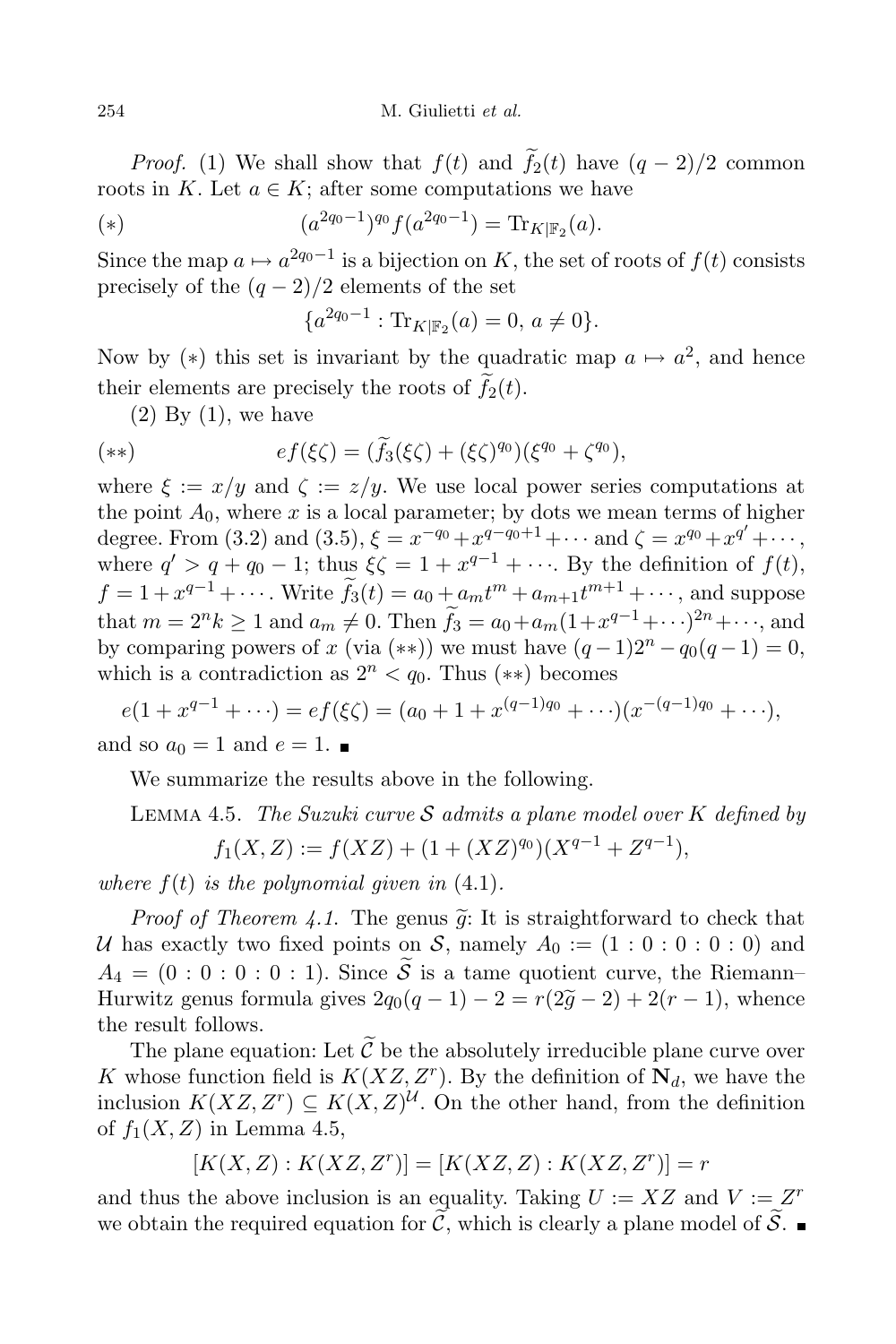*Proof.* (1) We shall show that $f(t)$ and $\widetilde{f}_2(t)$ have $(q-2)/2$ common roots in $K$. Let $a \in K$; after some computations we have

$$(*) \qquad (a^{2q_0-1})^{q_0} f(a^{2q_0-1}) = \mathrm{Tr}_{K|\mathbb{F}_2}(a).$$

Since the map $a \mapsto a^{2q_0-1}$ is a bijection on $K$, the set of roots of $f(t)$ consists precisely of the $(q-2)/2$ elements of the set

$$\{a^{2q_0-1} : \mathrm{Tr}_{K|\mathbb{F}_2}(a) = 0,\ a \neq 0\}.$$

Now by $(*)$ this set is invariant by the quadratic map $a \mapsto a^2$, and hence their elements are precisely the roots of $\widetilde{f}_2(t)$.

(2) By (1), we have

$$(**) \qquad ef(\xi\zeta) = (\widetilde{f}_3(\xi\zeta) + (\xi\zeta)^{q_0})(\xi^{q_0} + \zeta^{q_0}),$$

where $\xi := x/y$ and $\zeta := z/y$. We use local power series computations at the point $A_0$, where $x$ is a local parameter; by dots we mean terms of higher degree. From (3.2) and (3.5), $\xi = x^{-q_0} + x^{q-q_0+1} + \cdots$ and $\zeta = x^{q_0} + x^{q'} + \cdots$, where $q' > q + q_0 - 1$; thus $\xi\zeta = 1 + x^{q-1} + \cdots$. By the definition of $f(t)$, $f = 1 + x^{q-1} + \cdots$. Write $\widetilde{f}_3(t) = a_0 + a_m t^m + a_{m+1} t^{m+1} + \cdots$, and suppose that $m = 2^n k \geq 1$ and $a_m \neq 0$. Then $\widetilde{f}_3 = a_0 + a_m(1 + x^{q-1} + \cdots)^{2n} + \cdots$, and by comparing powers of $x$ (via $(**)$) we must have $(q-1)2^n - q_0(q-1) = 0$, which is a contradiction as $2^n < q_0$. Thus $(**)$ becomes

$$e(1 + x^{q-1} + \cdots) = ef(\xi\zeta) = (a_0 + 1 + x^{(q-1)q_0} + \cdots)(x^{-(q-1)q_0} + \cdots),$$

and so $a_0 = 1$ and $e = 1$. ∎

We summarize the results above in the following.

Lemma 4.5. *The Suzuki curve $\mathcal{S}$ admits a plane model over $K$ defined by*

$$f_1(X, Z) := f(XZ) + (1 + (XZ)^{q_0})(X^{q-1} + Z^{q-1}),$$

*where $f(t)$ is the polynomial given in* (4.1).

*Proof of Theorem 4.1.* The genus $\widetilde{g}$: It is straightforward to check that $\mathcal{U}$ has exactly two fixed points on $\mathcal{S}$, namely $A_0 := (1:0:0:0:0)$ and $A_4 = (0:0:0:0:1)$. Since $\widetilde{\mathcal{S}}$ is a tame quotient curve, the Riemann–Hurwitz genus formula gives $2q_0(q-1) - 2 = r(2\widetilde{g} - 2) + 2(r-1)$, whence the result follows.

The plane equation: Let $\widetilde{\mathcal{C}}$ be the absolutely irreducible plane curve over $K$ whose function field is $K(XZ, Z^r)$. By the definition of $\mathbf{N}_d$, we have the inclusion $K(XZ, Z^r) \subseteq K(X, Z)^{\mathcal{U}}$. On the other hand, from the definition of $f_1(X, Z)$ in Lemma 4.5,

$$[K(X, Z) : K(XZ, Z^r)] = [K(XZ, Z) : K(XZ, Z^r)] = r$$

and thus the above inclusion is an equality. Taking $U := XZ$ and $V := Z^r$ we obtain the required equation for $\widetilde{\mathcal{C}}$, which is clearly a plane model of $\widetilde{\mathcal{S}}$. ∎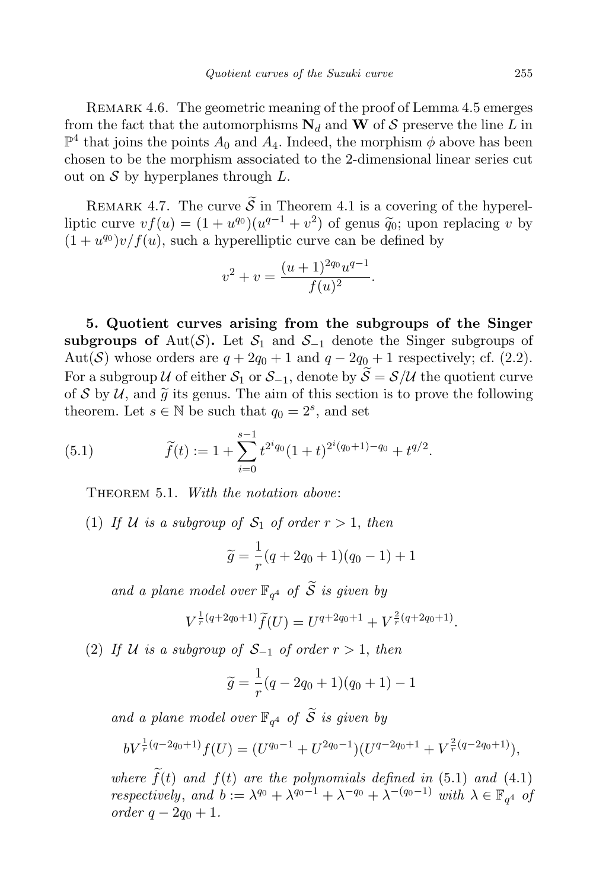REMARK 4.6. The geometric meaning of the proof of Lemma 4.5 emerges from the fact that the automorphisms $\mathbf{N}_d$ and $\mathbf{W}$ of $\mathcal{S}$ preserve the line $L$ in $\mathbb{P}^4$ that joins the points $A_0$ and $A_4$. Indeed, the morphism $\phi$ above has been chosen to be the morphism associated to the 2-dimensional linear series cut out on $\mathcal{S}$ by hyperplanes through $L$.

REMARK 4.7. The curve $\widetilde{\mathcal{S}}$ in Theorem 4.1 is a covering of the hyperelliptic curve $vf(u) = (1 + u^{q_0})(u^{q-1} + v^2)$ of genus $\widetilde{q}_0$; upon replacing $v$ by $(1 + u^{q_0})v/f(u)$, such a hyperelliptic curve can be defined by

$$v^2 + v = \frac{(u+1)^{2q_0}u^{q-1}}{f(u)^2}.$$

**5. Quotient curves arising from the subgroups of the Singer subgroups of** $\mathrm{Aut}(\mathcal{S})$**.** Let $\mathcal{S}_1$ and $\mathcal{S}_{-1}$ denote the Singer subgroups of $\mathrm{Aut}(\mathcal{S})$ whose orders are $q + 2q_0 + 1$ and $q - 2q_0 + 1$ respectively; cf. (2.2). For a subgroup $\mathcal{U}$ of either $\mathcal{S}_1$ or $\mathcal{S}_{-1}$, denote by $\widetilde{\mathcal{S}} = \mathcal{S}/\mathcal{U}$ the quotient curve of $\mathcal{S}$ by $\mathcal{U}$, and $\widetilde{g}$ its genus. The aim of this section is to prove the following theorem. Let $s \in \mathbb{N}$ be such that $q_0 = 2^s$, and set

$$\widetilde{f}(t) := 1 + \sum_{i=0}^{s-1} t^{2^i q_0}(1+t)^{2^i(q_0+1)-q_0} + t^{q/2}. \tag{5.1}$$

THEOREM 5.1. *With the notation above*:

(1) *If $\mathcal{U}$ is a subgroup of $\mathcal{S}_1$ of order $r > 1$, then*

$$\widetilde{g} = \frac{1}{r}(q + 2q_0 + 1)(q_0 - 1) + 1$$

*and a plane model over $\mathbb{F}_{q^4}$ of $\widetilde{\mathcal{S}}$ is given by*

$$V^{\frac{1}{r}(q+2q_0+1)}\widetilde{f}(U) = U^{q+2q_0+1} + V^{\frac{2}{r}(q+2q_0+1)}.$$

(2) *If $\mathcal{U}$ is a subgroup of $\mathcal{S}_{-1}$ of order $r > 1$, then*

$$\widetilde{g} = \frac{1}{r}(q - 2q_0 + 1)(q_0 + 1) - 1$$

*and a plane model over $\mathbb{F}_{q^4}$ of $\widetilde{\mathcal{S}}$ is given by*

$$bV^{\frac{1}{r}(q-2q_0+1)}f(U) = (U^{q_0-1} + U^{2q_0-1})(U^{q-2q_0+1} + V^{\frac{2}{r}(q-2q_0+1)}),$$

*where $\widetilde{f}(t)$ and $f(t)$ are the polynomials defined in* (5.1) *and* (4.1) *respectively, and $b := \lambda^{q_0} + \lambda^{q_0-1} + \lambda^{-q_0} + \lambda^{-(q_0-1)}$ with $\lambda \in \mathbb{F}_{q^4}$ of order $q - 2q_0 + 1$.*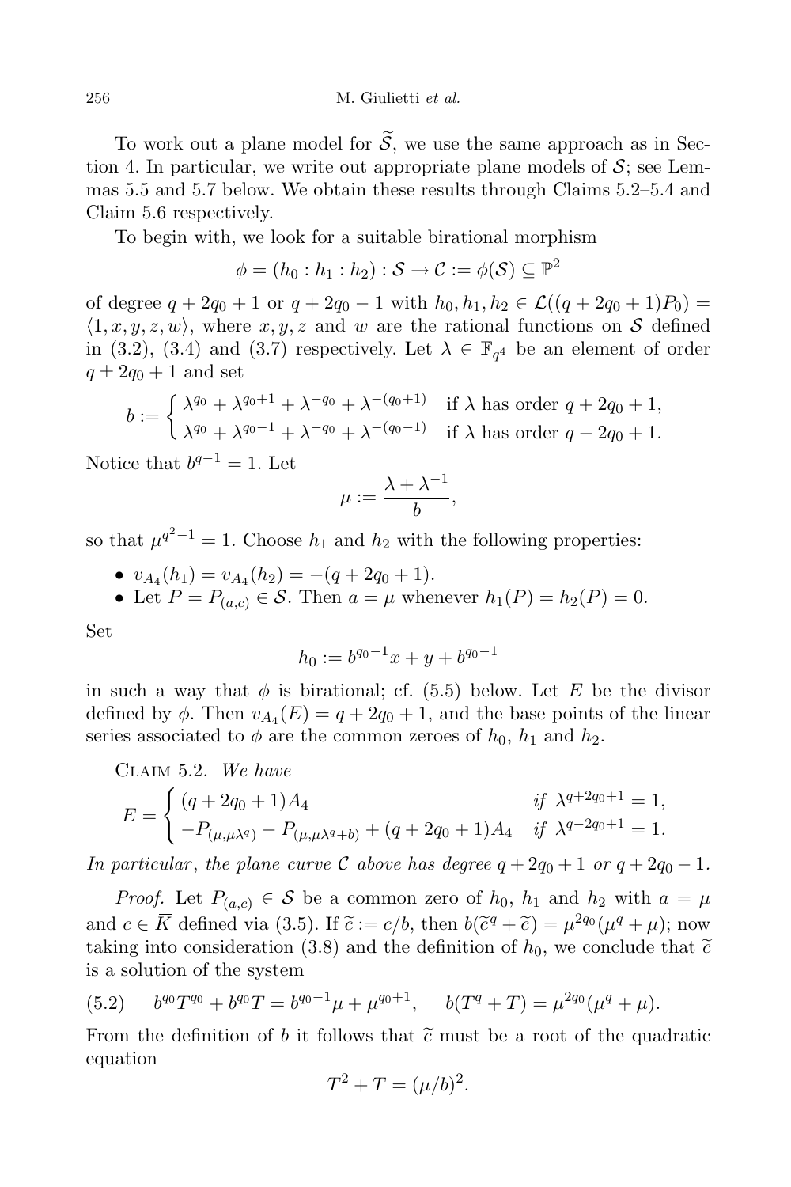To work out a plane model for $\widetilde{\mathcal{S}}$, we use the same approach as in Section 4. In particular, we write out appropriate plane models of $\mathcal{S}$; see Lemmas 5.5 and 5.7 below. We obtain these results through Claims 5.2–5.4 and Claim 5.6 respectively.

To begin with, we look for a suitable birational morphism

$$\phi = (h_0 : h_1 : h_2) : \mathcal{S} \to \mathcal{C} := \phi(\mathcal{S}) \subseteq \mathbb{P}^2$$

of degree $q + 2q_0 + 1$ or $q + 2q_0 - 1$ with $h_0, h_1, h_2 \in \mathcal{L}((q + 2q_0 + 1)P_0) = \langle 1, x, y, z, w\rangle$, where $x, y, z$ and $w$ are the rational functions on $\mathcal{S}$ defined in (3.2), (3.4) and (3.7) respectively. Let $\lambda \in \mathbb{F}_{q^4}$ be an element of order $q \pm 2q_0 + 1$ and set

$$b := \begin{cases} \lambda^{q_0} + \lambda^{q_0+1} + \lambda^{-q_0} + \lambda^{-(q_0+1)} & \text{if } \lambda \text{ has order } q + 2q_0 + 1, \\ \lambda^{q_0} + \lambda^{q_0-1} + \lambda^{-q_0} + \lambda^{-(q_0-1)} & \text{if } \lambda \text{ has order } q - 2q_0 + 1. \end{cases}$$

Notice that $b^{q-1} = 1$. Let

$$\mu := \frac{\lambda + \lambda^{-1}}{b},$$

so that $\mu^{q^2-1} = 1$. Choose $h_1$ and $h_2$ with the following properties:

- $v_{A_4}(h_1) = v_{A_4}(h_2) = -(q + 2q_0 + 1)$.
- Let $P = P_{(a,c)} \in \mathcal{S}$. Then $a = \mu$ whenever $h_1(P) = h_2(P) = 0$.

Set

$$h_0 := b^{q_0-1}x + y + b^{q_0-1}$$

in such a way that $\phi$ is birational; cf. (5.5) below. Let $E$ be the divisor defined by $\phi$. Then $v_{A_4}(E) = q + 2q_0 + 1$, and the base points of the linear series associated to $\phi$ are the common zeroes of $h_0$, $h_1$ and $h_2$.

Claim 5.2. *We have*

$$E = \begin{cases} (q + 2q_0 + 1)A_4 & \text{if } \lambda^{q+2q_0+1} = 1, \\ -P_{(\mu, \mu\lambda^q)} - P_{(\mu, \mu\lambda^q + b)} + (q + 2q_0 + 1)A_4 & \text{if } \lambda^{q-2q_0+1} = 1. \end{cases}$$

*In particular, the plane curve $\mathcal{C}$ above has degree $q + 2q_0 + 1$ or $q + 2q_0 - 1$.*

*Proof.* Let $P_{(a,c)} \in \mathcal{S}$ be a common zero of $h_0$, $h_1$ and $h_2$ with $a = \mu$ and $c \in \overline{K}$ defined via (3.5). If $\widetilde{c} := c/b$, then $b(\widetilde{c}^q + \widetilde{c}) = \mu^{2q_0}(\mu^q + \mu)$; now taking into consideration (3.8) and the definition of $h_0$, we conclude that $\widetilde{c}$ is a solution of the system

$$(5.2) \qquad b^{q_0}T^{q_0} + b^{q_0}T = b^{q_0-1}\mu + \mu^{q_0+1}, \quad b(T^q + T) = \mu^{2q_0}(\mu^q + \mu).$$

From the definition of $b$ it follows that $\widetilde{c}$ must be a root of the quadratic equation

$$T^2 + T = (\mu/b)^2.$$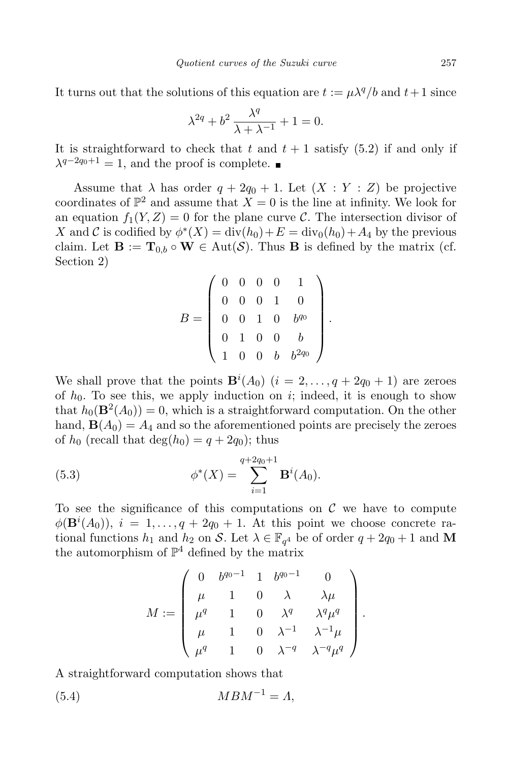It turns out that the solutions of this equation are $t := \mu\lambda^q/b$ and $t+1$ since

$$\lambda^{2q} + b^2 \frac{\lambda^q}{\lambda+\lambda^{-1}} + 1 = 0.$$

It is straightforward to check that $t$ and $t+1$ satisfy (5.2) if and only if $\lambda^{q-2q_0+1} = 1$, and the proof is complete. ∎

Assume that $\lambda$ has order $q+2q_0+1$. Let $(X : Y : Z)$ be projective coordinates of $\mathbb{P}^2$ and assume that $X = 0$ is the line at infinity. We look for an equation $f_1(Y,Z) = 0$ for the plane curve $\mathcal{C}$. The intersection divisor of $X$ and $\mathcal{C}$ is codified by $\phi^*(X) = \mathrm{div}(h_0) + E = \mathrm{div}_0(h_0) + A_4$ by the previous claim. Let $\mathbf{B} := \mathbf{T}_{0,b} \circ \mathbf{W} \in \mathrm{Aut}(\mathcal{S})$. Thus $\mathbf{B}$ is defined by the matrix (cf. Section 2)

$$B = \begin{pmatrix} 0 & 0 & 0 & 0 & 1 \\ 0 & 0 & 0 & 1 & 0 \\ 0 & 0 & 1 & 0 & b^{q_0} \\ 0 & 1 & 0 & 0 & b \\ 1 & 0 & 0 & b & b^{2q_0} \end{pmatrix}.$$

We shall prove that the points $\mathbf{B}^i(A_0)$ $(i = 2, \ldots, q+2q_0+1)$ are zeroes of $h_0$. To see this, we apply induction on $i$; indeed, it is enough to show that $h_0(\mathbf{B}^2(A_0)) = 0$, which is a straightforward computation. On the other hand, $\mathbf{B}(A_0) = A_4$ and so the aforementioned points are precisely the zeroes of $h_0$ (recall that $\deg(h_0) = q+2q_0$); thus

$$\phi^*(X) = \sum_{i=1}^{q+2q_0+1} \mathbf{B}^i(A_0). \tag{5.3}$$

To see the significance of this computations on $\mathcal{C}$ we have to compute $\phi(\mathbf{B}^i(A_0))$, $i = 1, \ldots, q+2q_0+1$. At this point we choose concrete rational functions $h_1$ and $h_2$ on $\mathcal{S}$. Let $\lambda \in \mathbb{F}_{q^4}$ be of order $q+2q_0+1$ and $\mathbf{M}$ the automorphism of $\mathbb{P}^4$ defined by the matrix

$$M := \begin{pmatrix} 0 & b^{q_0-1} & 1 & b^{q_0-1} & 0 \\ \mu & 1 & 0 & \lambda & \lambda\mu \\ \mu^q & 1 & 0 & \lambda^q & \lambda^q\mu^q \\ \mu & 1 & 0 & \lambda^{-1} & \lambda^{-1}\mu \\ \mu^q & 1 & 0 & \lambda^{-q} & \lambda^{-q}\mu^q \end{pmatrix}.$$

A straightforward computation shows that

$$MBM^{-1} = \Lambda, \tag{5.4}$$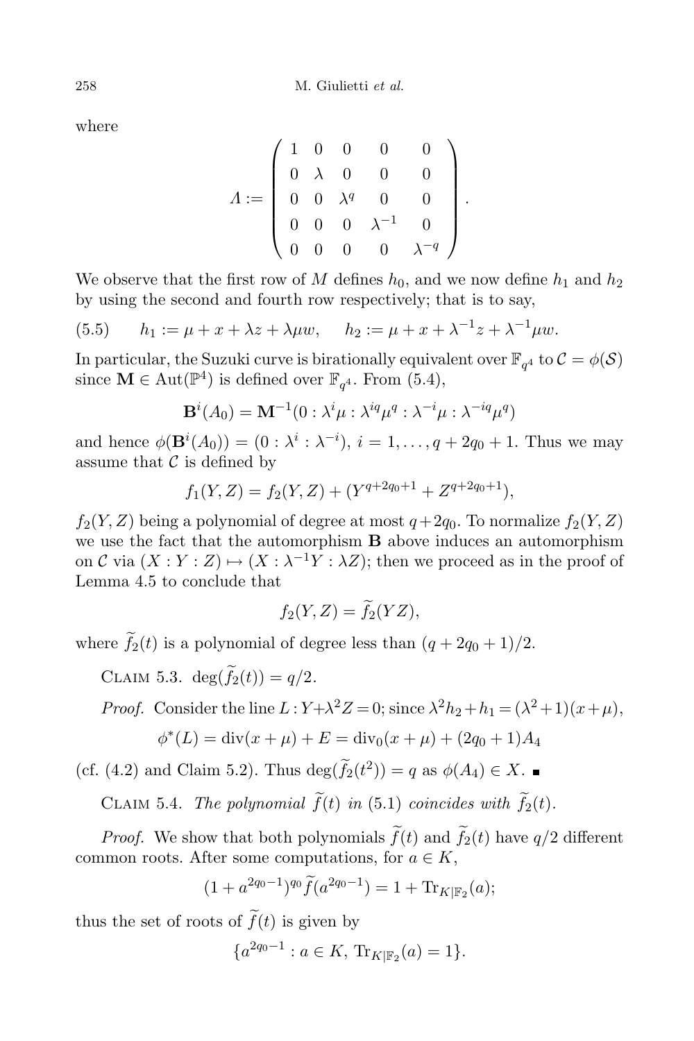where

$$
\Lambda := \begin{pmatrix} 1 & 0 & 0 & 0 & 0 \\ 0 & \lambda & 0 & 0 & 0 \\ 0 & 0 & \lambda^q & 0 & 0 \\ 0 & 0 & 0 & \lambda^{-1} & 0 \\ 0 & 0 & 0 & 0 & \lambda^{-q} \end{pmatrix}.
$$

We observe that the first row of $M$ defines $h_0$, and we now define $h_1$ and $h_2$ by using the second and fourth row respectively; that is to say,

$$
(5.5) \qquad h_1 := \mu + x + \lambda z + \lambda \mu w, \qquad h_2 := \mu + x + \lambda^{-1} z + \lambda^{-1} \mu w.
$$

In particular, the Suzuki curve is birationally equivalent over $\mathbb{F}_{q^4}$ to $\mathcal{C} = \phi(\mathcal{S})$ since $\mathbf{M} \in \mathrm{Aut}(\mathbb{P}^4)$ is defined over $\mathbb{F}_{q^4}$. From (5.4),

$$
\mathbf{B}^i(A_0) = \mathbf{M}^{-1}(0 : \lambda^i \mu : \lambda^{iq} \mu^q : \lambda^{-i} \mu : \lambda^{-iq} \mu^q)
$$

and hence $\phi(\mathbf{B}^i(A_0)) = (0 : \lambda^i : \lambda^{-i})$, $i = 1, \ldots, q + 2q_0 + 1$. Thus we may assume that $\mathcal{C}$ is defined by

$$
f_1(Y, Z) = f_2(Y, Z) + (Y^{q+2q_0+1} + Z^{q+2q_0+1}),
$$

$f_2(Y, Z)$ being a polynomial of degree at most $q+2q_0$. To normalize $f_2(Y, Z)$ we use the fact that the automorphism $\mathbf{B}$ above induces an automorphism on $\mathcal{C}$ via $(X : Y : Z) \mapsto (X : \lambda^{-1} Y : \lambda Z)$; then we proceed as in the proof of Lemma 4.5 to conclude that

$$
f_2(Y, Z) = \widetilde{f}_2(YZ),
$$

where $\widetilde{f}_2(t)$ is a polynomial of degree less than $(q + 2q_0 + 1)/2$.

Claim 5.3. $\deg(\widetilde{f}_2(t)) = q/2$.

*Proof.* Consider the line $L : Y + \lambda^2 Z = 0$; since $\lambda^2 h_2 + h_1 = (\lambda^2 + 1)(x + \mu)$,

$$
\phi^*(L) = \mathrm{div}(x + \mu) + E = \mathrm{div}_0(x + \mu) + (2q_0 + 1) A_4
$$

(cf. (4.2) and Claim 5.2). Thus $\deg(\widetilde{f}_2(t^2)) = q$ as $\phi(A_4) \in X$. ■

Claim 5.4. *The polynomial $\widetilde{f}(t)$ in (5.1) coincides with $\widetilde{f}_2(t)$.*

*Proof.* We show that both polynomials $\widetilde{f}(t)$ and $\widetilde{f}_2(t)$ have $q/2$ different common roots. After some computations, for $a \in K$,

$$
(1 + a^{2q_0 - 1})^{q_0} \widetilde{f}(a^{2q_0 - 1}) = 1 + \mathrm{Tr}_{K|\mathbb{F}_2}(a);
$$

thus the set of roots of $\widetilde{f}(t)$ is given by

$$
\{a^{2q_0 - 1} : a \in K, \ \mathrm{Tr}_{K|\mathbb{F}_2}(a) = 1\}.
$$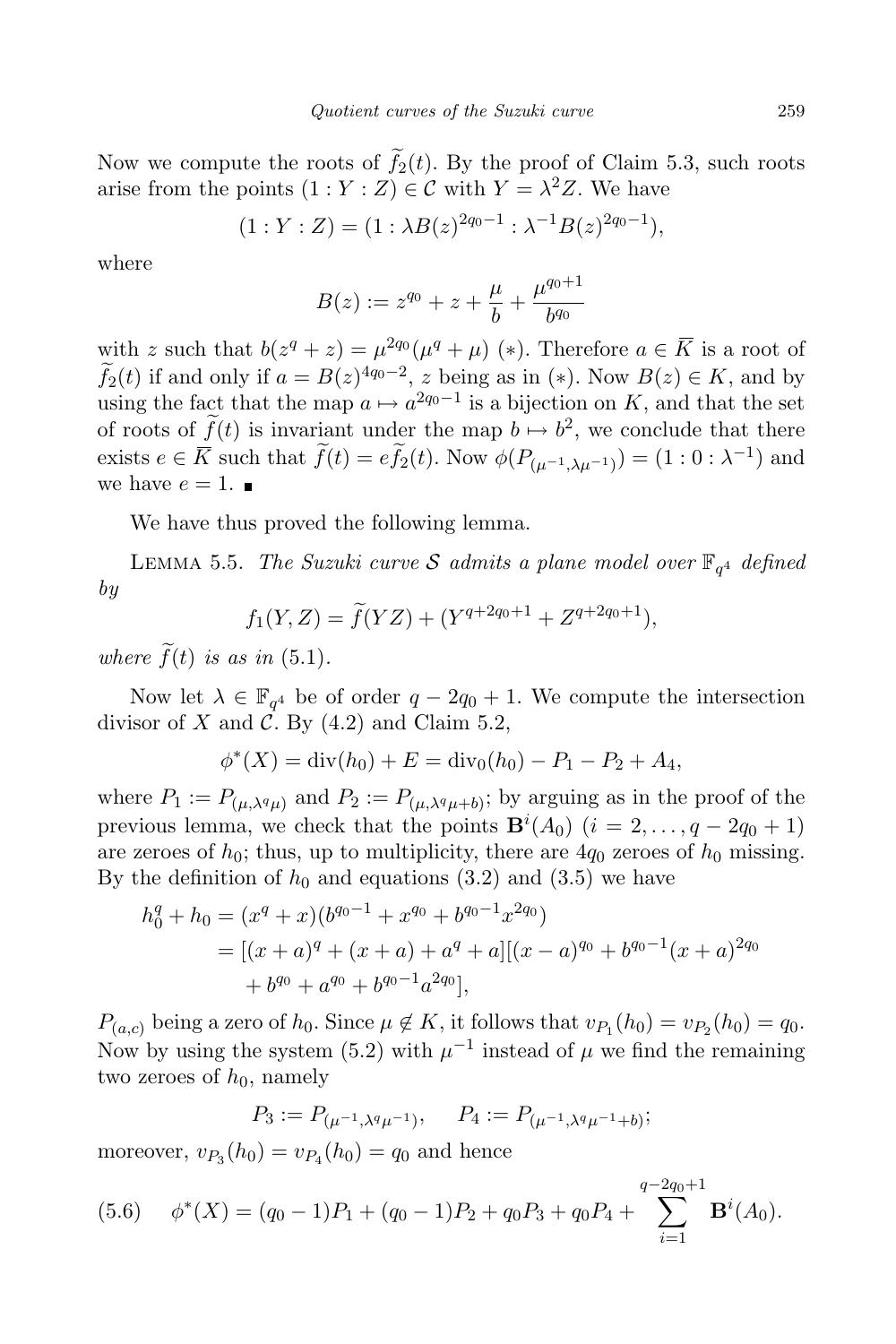Now we compute the roots of $\widetilde{f}_2(t)$. By the proof of Claim 5.3, such roots arise from the points $(1:Y:Z) \in \mathcal{C}$ with $Y = \lambda^2 Z$. We have

$$(1:Y:Z) = (1:\lambda B(z)^{2q_0-1}:\lambda^{-1}B(z)^{2q_0-1}),$$

where

$$B(z) := z^{q_0} + z + \frac{\mu}{b} + \frac{\mu^{q_0+1}}{b^{q_0}}$$

with $z$ such that $b(z^q + z) = \mu^{2q_0}(\mu^q + \mu)$ $(*)$. Therefore $a \in \overline{K}$ is a root of $\widetilde{f}_2(t)$ if and only if $a = B(z)^{4q_0-2}$, $z$ being as in $(*)$. Now $B(z) \in K$, and by using the fact that the map $a \mapsto a^{2q_0-1}$ is a bijection on $K$, and that the set of roots of $\widetilde{f}(t)$ is invariant under the map $b \mapsto b^2$, we conclude that there exists $e \in \overline{K}$ such that $\widetilde{f}(t) = e\widetilde{f}_2(t)$. Now $\phi(P_{(\mu^{-1},\lambda\mu^{-1})}) = (1:0:\lambda^{-1})$ and we have $e = 1$. ∎

We have thus proved the following lemma.

Lemma 5.5. *The Suzuki curve $\mathcal{S}$ admits a plane model over $\mathbb{F}_{q^4}$ defined by*

$$f_1(Y,Z) = \widetilde{f}(YZ) + (Y^{q+2q_0+1} + Z^{q+2q_0+1}),$$

*where $\widetilde{f}(t)$ is as in* (5.1).

Now let $\lambda \in \mathbb{F}_{q^4}$ be of order $q - 2q_0 + 1$. We compute the intersection divisor of $X$ and $\mathcal{C}$. By (4.2) and Claim 5.2,

$$\phi^*(X) = \operatorname{div}(h_0) + E = \operatorname{div}_0(h_0) - P_1 - P_2 + A_4,$$

where $P_1 := P_{(\mu,\lambda^q\mu)}$ and $P_2 := P_{(\mu,\lambda^q\mu+b)}$; by arguing as in the proof of the previous lemma, we check that the points $\mathbf{B}^i(A_0)$ $(i = 2,\ldots,q-2q_0+1)$ are zeroes of $h_0$; thus, up to multiplicity, there are $4q_0$ zeroes of $h_0$ missing. By the definition of $h_0$ and equations (3.2) and (3.5) we have

$$\begin{aligned}
h_0^q + h_0 &= (x^q + x)(b^{q_0-1} + x^{q_0} + b^{q_0-1}x^{2q_0}) \\
&= [(x+a)^q + (x+a) + a^q + a][(x-a)^{q_0} + b^{q_0-1}(x+a)^{2q_0} \\
&\quad + b^{q_0} + a^{q_0} + b^{q_0-1}a^{2q_0}],
\end{aligned}$$

$P_{(a,c)}$ being a zero of $h_0$. Since $\mu \notin K$, it follows that $v_{P_1}(h_0) = v_{P_2}(h_0) = q_0$. Now by using the system (5.2) with $\mu^{-1}$ instead of $\mu$ we find the remaining two zeroes of $h_0$, namely

$$P_3 := P_{(\mu^{-1},\lambda^q\mu^{-1})}, \qquad P_4 := P_{(\mu^{-1},\lambda^q\mu^{-1}+b)};$$

moreover, $v_{P_3}(h_0) = v_{P_4}(h_0) = q_0$ and hence

$$\phi^*(X) = (q_0-1)P_1 + (q_0-1)P_2 + q_0P_3 + q_0P_4 + \sum_{i=1}^{q-2q_0+1} \mathbf{B}^i(A_0). \tag{5.6}$$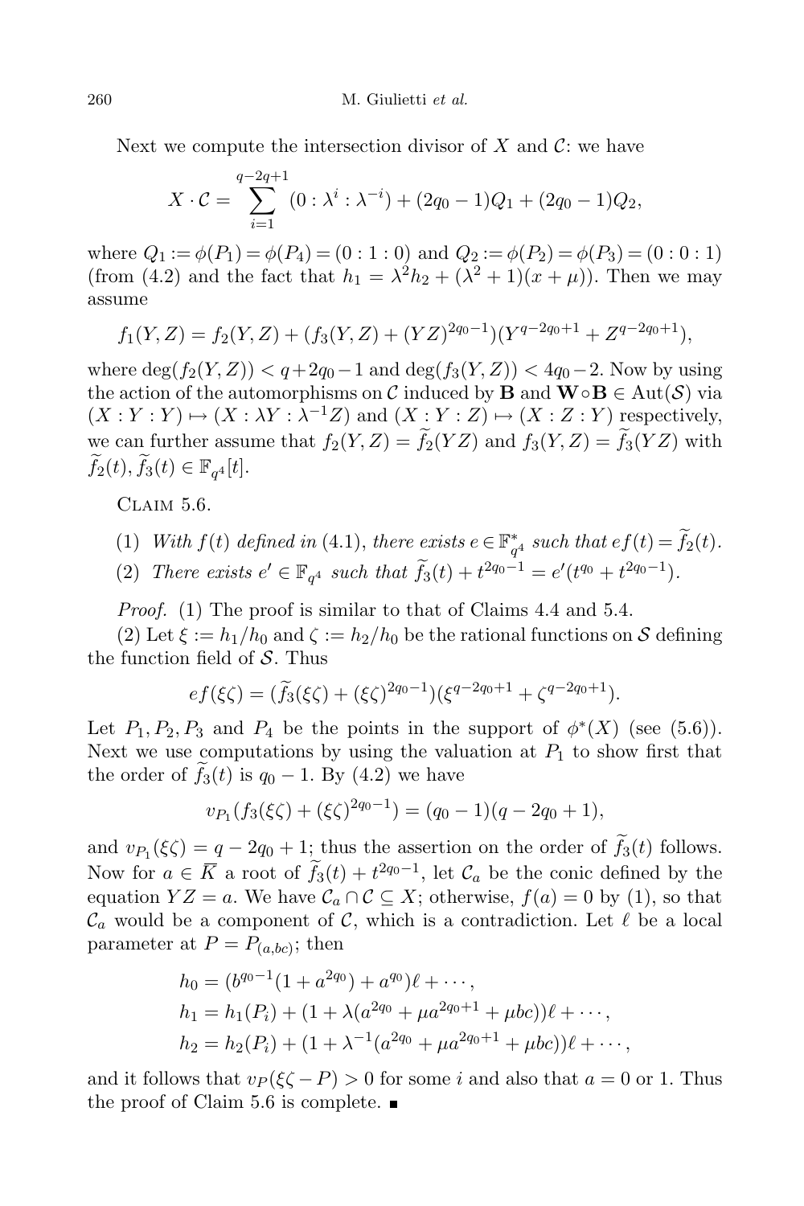Next we compute the intersection divisor of $X$ and $\mathcal{C}$: we have

$$X \cdot \mathcal{C} = \sum_{i=1}^{q-2q+1} (0 : \lambda^i : \lambda^{-i}) + (2q_0 - 1)Q_1 + (2q_0 - 1)Q_2,$$

where $Q_1 := \phi(P_1) = \phi(P_4) = (0 : 1 : 0)$ and $Q_2 := \phi(P_2) = \phi(P_3) = (0 : 0 : 1)$ (from (4.2) and the fact that $h_1 = \lambda^2 h_2 + (\lambda^2 + 1)(x + \mu)$). Then we may assume

$$f_1(Y, Z) = f_2(Y, Z) + (f_3(Y, Z) + (YZ)^{2q_0 - 1})(Y^{q-2q_0+1} + Z^{q-2q_0+1}),$$

where $\deg(f_2(Y, Z)) < q + 2q_0 - 1$ and $\deg(f_3(Y, Z)) < 4q_0 - 2$. Now by using the action of the automorphisms on $\mathcal{C}$ induced by $\mathbf{B}$ and $\mathbf{W} \circ \mathbf{B} \in \mathrm{Aut}(\mathcal{S})$ via $(X : Y : Y) \mapsto (X : \lambda Y : \lambda^{-1} Z)$ and $(X : Y : Z) \mapsto (X : Z : Y)$ respectively, we can further assume that $f_2(Y, Z) = \widetilde{f}_2(YZ)$ and $f_3(Y, Z) = \widetilde{f}_3(YZ)$ with $\widetilde{f}_2(t), \widetilde{f}_3(t) \in \mathbb{F}_{q^4}[t]$.

Claim 5.6.

1. *With $f(t)$ defined in (4.1), there exists $e \in \mathbb{F}_{q^4}^*$ such that $ef(t) = \widetilde{f}_2(t)$.*
2. *There exists $e' \in \mathbb{F}_{q^4}$ such that $\widetilde{f}_3(t) + t^{2q_0 - 1} = e'(t^{q_0} + t^{2q_0 - 1})$.*

*Proof.* (1) The proof is similar to that of Claims 4.4 and 5.4.

(2) Let $\xi := h_1/h_0$ and $\zeta := h_2/h_0$ be the rational functions on $\mathcal{S}$ defining the function field of $\mathcal{S}$. Thus

$$ef(\xi\zeta) = (\widetilde{f}_3(\xi\zeta) + (\xi\zeta)^{2q_0 - 1})(\xi^{q-2q_0+1} + \zeta^{q-2q_0+1}).$$

Let $P_1, P_2, P_3$ and $P_4$ be the points in the support of $\phi^*(X)$ (see (5.6)). Next we use computations by using the valuation at $P_1$ to show first that the order of $\widetilde{f}_3(t)$ is $q_0 - 1$. By (4.2) we have

$$v_{P_1}(f_3(\xi\zeta) + (\xi\zeta)^{2q_0 - 1}) = (q_0 - 1)(q - 2q_0 + 1),$$

and $v_{P_1}(\xi\zeta) = q - 2q_0 + 1$; thus the assertion on the order of $\widetilde{f}_3(t)$ follows. Now for $a \in \overline{K}$ a root of $\widetilde{f}_3(t) + t^{2q_0 - 1}$, let $\mathcal{C}_a$ be the conic defined by the equation $YZ = a$. We have $\mathcal{C}_a \cap \mathcal{C} \subseteq X$; otherwise, $f(a) = 0$ by (1), so that $\mathcal{C}_a$ would be a component of $\mathcal{C}$, which is a contradiction. Let $\ell$ be a local parameter at $P = P_{(a,bc)}$; then

$$\begin{aligned}
h_0 &= (b^{q_0 - 1}(1 + a^{2q_0}) + a^{q_0})\ell + \cdots, \\
h_1 &= h_1(P_i) + (1 + \lambda(a^{2q_0} + \mu a^{2q_0+1} + \mu bc))\ell + \cdots, \\
h_2 &= h_2(P_i) + (1 + \lambda^{-1}(a^{2q_0} + \mu a^{2q_0+1} + \mu bc))\ell + \cdots,
\end{aligned}$$

and it follows that $v_P(\xi\zeta - P) > 0$ for some $i$ and also that $a = 0$ or $1$. Thus the proof of Claim 5.6 is complete. ∎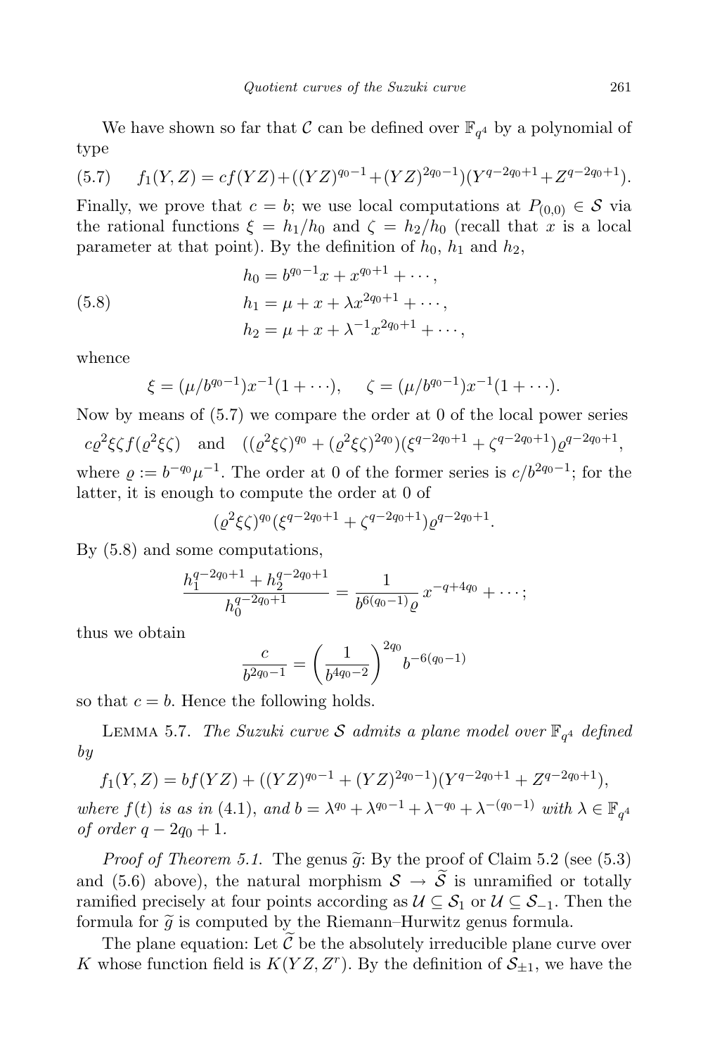We have shown so far that $\mathcal{C}$ can be defined over $\mathbb{F}_{q^4}$ by a polynomial of type

$$f_1(Y,Z) = cf(YZ) + ((YZ)^{q_0-1} + (YZ)^{2q_0-1})(Y^{q-2q_0+1} + Z^{q-2q_0+1}). \tag{5.7}$$

Finally, we prove that $c = b$; we use local computations at $P_{(0,0)} \in \mathcal{S}$ via the rational functions $\xi = h_1/h_0$ and $\zeta = h_2/h_0$ (recall that $x$ is a local parameter at that point). By the definition of $h_0$, $h_1$ and $h_2$,

$$\begin{aligned} h_0 &= b^{q_0-1}x + x^{q_0+1} + \cdots, \\ h_1 &= \mu + x + \lambda x^{2q_0+1} + \cdots, \\ h_2 &= \mu + x + \lambda^{-1}x^{2q_0+1} + \cdots, \end{aligned} \tag{5.8}$$

whence

$$\xi = (\mu/b^{q_0-1})x^{-1}(1+\cdots), \qquad \zeta = (\mu/b^{q_0-1})x^{-1}(1+\cdots).$$

Now by means of (5.7) we compare the order at 0 of the local power series

$$c\varrho^2\xi\zeta f(\varrho^2\xi\zeta) \quad \text{and} \quad ((\varrho^2\xi\zeta)^{q_0} + (\varrho^2\xi\zeta)^{2q_0})(\xi^{q-2q_0+1} + \zeta^{q-2q_0+1})\varrho^{q-2q_0+1},$$

where $\varrho := b^{-q_0}\mu^{-1}$. The order at 0 of the former series is $c/b^{2q_0-1}$; for the latter, it is enough to compute the order at 0 of

$$(\varrho^2\xi\zeta)^{q_0}(\xi^{q-2q_0+1} + \zeta^{q-2q_0+1})\varrho^{q-2q_0+1}.$$

By (5.8) and some computations,

$$\frac{h_1^{q-2q_0+1} + h_2^{q-2q_0+1}}{h_0^{q-2q_0+1}} = \frac{1}{b^{6(q_0-1)}\varrho}\, x^{-q+4q_0} + \cdots;$$

thus we obtain

$$\frac{c}{b^{2q_0-1}} = \left(\frac{1}{b^{4q_0-2}}\right)^{2q_0} b^{-6(q_0-1)}$$

so that $c = b$. Hence the following holds.

Lemma 5.7. *The Suzuki curve $\mathcal{S}$ admits a plane model over $\mathbb{F}_{q^4}$ defined by*

$$f_1(Y,Z) = bf(YZ) + ((YZ)^{q_0-1} + (YZ)^{2q_0-1})(Y^{q-2q_0+1} + Z^{q-2q_0+1}),$$

*where $f(t)$ is as in* (4.1), *and $b = \lambda^{q_0} + \lambda^{q_0-1} + \lambda^{-q_0} + \lambda^{-(q_0-1)}$ with $\lambda \in \mathbb{F}_{q^4}$ of order $q - 2q_0 + 1$.*

*Proof of Theorem 5.1.* The genus $\widetilde{g}$: By the proof of Claim 5.2 (see (5.3) and (5.6) above), the natural morphism $\mathcal{S} \to \widetilde{\mathcal{S}}$ is unramified or totally ramified precisely at four points according as $\mathcal{U} \subseteq \mathcal{S}_1$ or $\mathcal{U} \subseteq \mathcal{S}_{-1}$. Then the formula for $\widetilde{g}$ is computed by the Riemann–Hurwitz genus formula.

The plane equation: Let $\widetilde{\mathcal{C}}$ be the absolutely irreducible plane curve over $K$ whose function field is $K(YZ, Z^r)$. By the definition of $\mathcal{S}_{\pm 1}$, we have the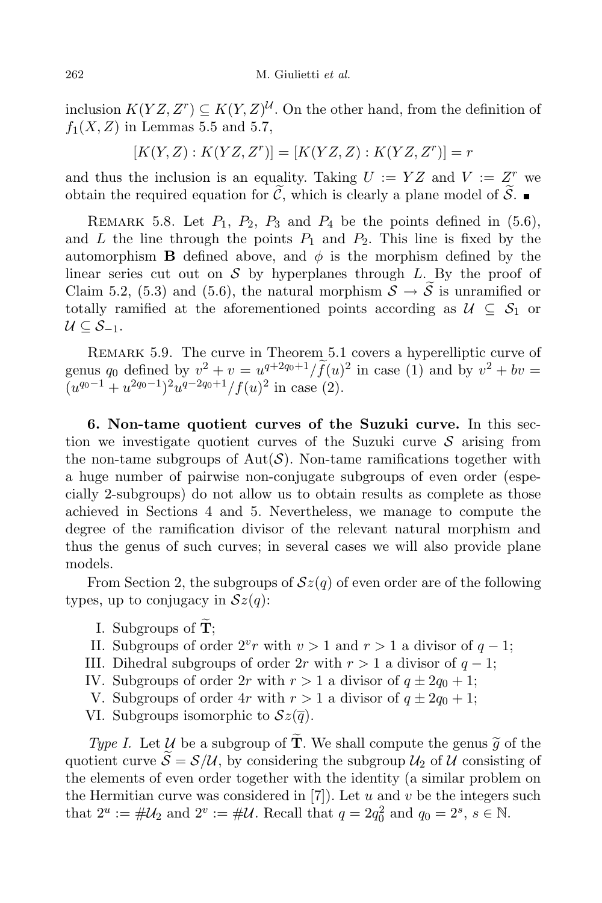inclusion $K(YZ, Z^r) \subseteq K(Y, Z)^{\mathcal{U}}$. On the other hand, from the definition of $f_1(X, Z)$ in Lemmas 5.5 and 5.7,

$$[K(Y, Z) : K(YZ, Z^r)] = [K(YZ, Z) : K(YZ, Z^r)] = r$$

and thus the inclusion is an equality. Taking $U := YZ$ and $V := Z^r$ we obtain the required equation for $\widetilde{\mathcal{C}}$, which is clearly a plane model of $\widetilde{\mathcal{S}}$. ∎

Remark 5.8. Let $P_1$, $P_2$, $P_3$ and $P_4$ be the points defined in (5.6), and $L$ the line through the points $P_1$ and $P_2$. This line is fixed by the automorphism $\mathbf{B}$ defined above, and $\phi$ is the morphism defined by the linear series cut out on $\mathcal{S}$ by hyperplanes through $L$. By the proof of Claim 5.2, (5.3) and (5.6), the natural morphism $\mathcal{S} \to \widetilde{\mathcal{S}}$ is unramified or totally ramified at the aforementioned points according as $\mathcal{U} \subseteq \mathcal{S}_1$ or $\mathcal{U} \subseteq \mathcal{S}_{-1}$.

Remark 5.9. The curve in Theorem 5.1 covers a hyperelliptic curve of genus $q_0$ defined by $v^2 + v = u^{q+2q_0+1}/\widetilde{f}(u)^2$ in case (1) and by $v^2 + bv = (u^{q_0-1} + u^{2q_0-1})^2 u^{q-2q_0+1}/f(u)^2$ in case (2).

**6. Non-tame quotient curves of the Suzuki curve.** In this section we investigate quotient curves of the Suzuki curve $\mathcal{S}$ arising from the non-tame subgroups of $\mathrm{Aut}(\mathcal{S})$. Non-tame ramifications together with a huge number of pairwise non-conjugate subgroups of even order (especially 2-subgroups) do not allow us to obtain results as complete as those achieved in Sections 4 and 5. Nevertheless, we manage to compute the degree of the ramification divisor of the relevant natural morphism and thus the genus of such curves; in several cases we will also provide plane models.

From Section 2, the subgroups of $\mathcal{S}z(q)$ of even order are of the following types, up to conjugacy in $\mathcal{S}z(q)$:

I. Subgroups of $\widetilde{\mathbf{T}}$;
II. Subgroups of order $2^v r$ with $v > 1$ and $r > 1$ a divisor of $q - 1$;
III. Dihedral subgroups of order $2r$ with $r > 1$ a divisor of $q - 1$;
IV. Subgroups of order $2r$ with $r > 1$ a divisor of $q \pm 2q_0 + 1$;
V. Subgroups of order $4r$ with $r > 1$ a divisor of $q \pm 2q_0 + 1$;
VI. Subgroups isomorphic to $\mathcal{S}z(\overline{q})$.

*Type I.* Let $\mathcal{U}$ be a subgroup of $\widetilde{\mathbf{T}}$. We shall compute the genus $\widetilde{g}$ of the quotient curve $\widetilde{\mathcal{S}} = \mathcal{S}/\mathcal{U}$, by considering the subgroup $\mathcal{U}_2$ of $\mathcal{U}$ consisting of the elements of even order together with the identity (a similar problem on the Hermitian curve was considered in [7]). Let $u$ and $v$ be the integers such that $2^u := \#\mathcal{U}_2$ and $2^v := \#\mathcal{U}$. Recall that $q = 2q_0^2$ and $q_0 = 2^s$, $s \in \mathbb{N}$.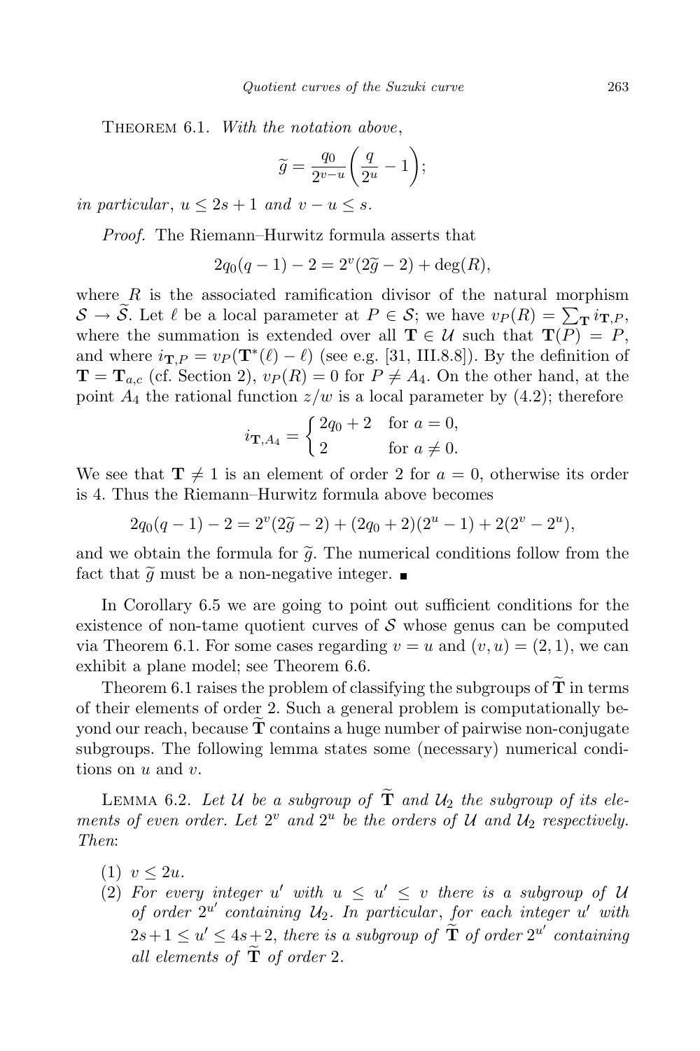THEOREM 6.1. *With the notation above*,

$$\widetilde{g} = \frac{q_0}{2^{v-u}}\left(\frac{q}{2^u} - 1\right);$$

*in particular*, $u \le 2s+1$ *and* $v - u \le s$.

*Proof.* The Riemann–Hurwitz formula asserts that

$$2q_0(q-1) - 2 = 2^v(2\widetilde{g} - 2) + \deg(R),$$

where $R$ is the associated ramification divisor of the natural morphism $\mathcal{S} \to \widetilde{\mathcal{S}}$. Let $\ell$ be a local parameter at $P \in \mathcal{S}$; we have $v_P(R) = \sum_{\mathbf{T}} i_{\mathbf{T},P}$, where the summation is extended over all $\mathbf{T} \in \mathcal{U}$ such that $\mathbf{T}(P) = P$, and where $i_{\mathbf{T},P} = v_P(\mathbf{T}^*(\ell) - \ell)$ (see e.g. [31, III.8.8]). By the definition of $\mathbf{T} = \mathbf{T}_{a,c}$ (cf. Section 2), $v_P(R) = 0$ for $P \neq A_4$. On the other hand, at the point $A_4$ the rational function $z/w$ is a local parameter by (4.2); therefore

$$i_{\mathbf{T},A_4} = \begin{cases} 2q_0 + 2 & \text{for } a = 0, \\ 2 & \text{for } a \neq 0. \end{cases}$$

We see that $\mathbf{T} \neq 1$ is an element of order 2 for $a = 0$, otherwise its order is 4. Thus the Riemann–Hurwitz formula above becomes

$$2q_0(q-1) - 2 = 2^v(2\widetilde{g} - 2) + (2q_0 + 2)(2^u - 1) + 2(2^v - 2^u),$$

and we obtain the formula for $\widetilde{g}$. The numerical conditions follow from the fact that $\widetilde{g}$ must be a non-negative integer. ∎

In Corollary 6.5 we are going to point out sufficient conditions for the existence of non-tame quotient curves of $\mathcal{S}$ whose genus can be computed via Theorem 6.1. For some cases regarding $v = u$ and $(v,u) = (2,1)$, we can exhibit a plane model; see Theorem 6.6.

Theorem 6.1 raises the problem of classifying the subgroups of $\widetilde{\mathbf{T}}$ in terms of their elements of order 2. Such a general problem is computationally beyond our reach, because $\widetilde{\mathbf{T}}$ contains a huge number of pairwise non-conjugate subgroups. The following lemma states some (necessary) numerical conditions on $u$ and $v$.

LEMMA 6.2. *Let $\mathcal{U}$ be a subgroup of $\widetilde{\mathbf{T}}$ and $\mathcal{U}_2$ the subgroup of its elements of even order. Let $2^v$ and $2^u$ be the orders of $\mathcal{U}$ and $\mathcal{U}_2$ respectively. Then*:

1. $v \le 2u$.
2. *For every integer $u'$ with $u \le u' \le v$ there is a subgroup of $\mathcal{U}$ of order $2^{u'}$ containing $\mathcal{U}_2$. In particular*, *for each integer $u'$ with $2s+1 \le u' \le 4s+2$, there is a subgroup of $\widetilde{\mathbf{T}}$ of order $2^{u'}$ containing all elements of $\widetilde{\mathbf{T}}$ of order 2.*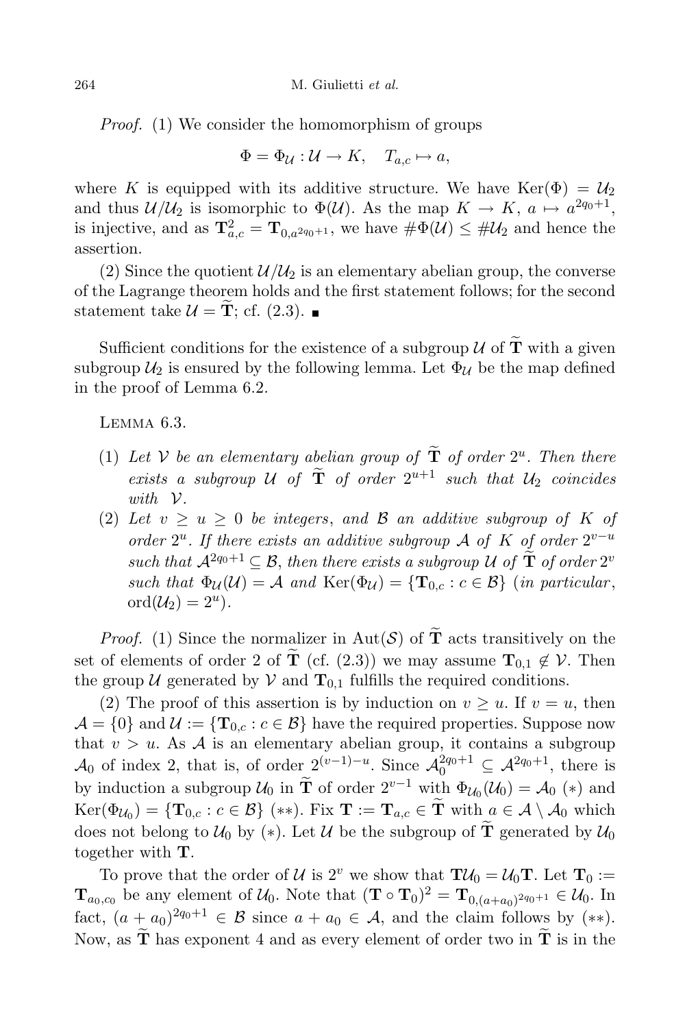*Proof.* (1) We consider the homomorphism of groups

$$\Phi = \Phi_{\mathcal{U}} : \mathcal{U} \to K, \quad T_{a,c} \mapsto a,$$

where $K$ is equipped with its additive structure. We have $\mathrm{Ker}(\Phi) = \mathcal{U}_2$ and thus $\mathcal{U}/\mathcal{U}_2$ is isomorphic to $\Phi(\mathcal{U})$. As the map $K \to K$, $a \mapsto a^{2q_0+1}$, is injective, and as $\mathbf{T}_{a,c}^2 = \mathbf{T}_{0,a^{2q_0+1}}$, we have $\#\Phi(\mathcal{U}) \leq \#\mathcal{U}_2$ and hence the assertion.

(2) Since the quotient $\mathcal{U}/\mathcal{U}_2$ is an elementary abelian group, the converse of the Lagrange theorem holds and the first statement follows; for the second statement take $\mathcal{U} = \widetilde{\mathbf{T}}$; cf. (2.3). ∎

Sufficient conditions for the existence of a subgroup $\mathcal{U}$ of $\widetilde{\mathbf{T}}$ with a given subgroup $\mathcal{U}_2$ is ensured by the following lemma. Let $\Phi_{\mathcal{U}}$ be the map defined in the proof of Lemma 6.2.

Lemma 6.3.

1. *Let $\mathcal{V}$ be an elementary abelian group of $\widetilde{\mathbf{T}}$ of order $2^u$. Then there exists a subgroup $\mathcal{U}$ of $\widetilde{\mathbf{T}}$ of order $2^{u+1}$ such that $\mathcal{U}_2$ coincides with $\mathcal{V}$.*
2. *Let $v \geq u \geq 0$ be integers, and $\mathcal{B}$ an additive subgroup of $K$ of order $2^u$. If there exists an additive subgroup $\mathcal{A}$ of $K$ of order $2^{v-u}$ such that $\mathcal{A}^{2q_0+1} \subseteq \mathcal{B}$, then there exists a subgroup $\mathcal{U}$ of $\widetilde{\mathbf{T}}$ of order $2^v$ such that $\Phi_{\mathcal{U}}(\mathcal{U}) = \mathcal{A}$ and $\mathrm{Ker}(\Phi_{\mathcal{U}}) = \{\mathbf{T}_{0,c} : c \in \mathcal{B}\}$ (in particular, $\mathrm{ord}(\mathcal{U}_2) = 2^u$).*

*Proof.* (1) Since the normalizer in $\mathrm{Aut}(\mathcal{S})$ of $\widetilde{\mathbf{T}}$ acts transitively on the set of elements of order 2 of $\widetilde{\mathbf{T}}$ (cf. (2.3)) we may assume $\mathbf{T}_{0,1} \notin \mathcal{V}$. Then the group $\mathcal{U}$ generated by $\mathcal{V}$ and $\mathbf{T}_{0,1}$ fulfills the required conditions.

(2) The proof of this assertion is by induction on $v \geq u$. If $v = u$, then $\mathcal{A} = \{0\}$ and $\mathcal{U} := \{\mathbf{T}_{0,c} : c \in \mathcal{B}\}$ have the required properties. Suppose now that $v > u$. As $\mathcal{A}$ is an elementary abelian group, it contains a subgroup $\mathcal{A}_0$ of index 2, that is, of order $2^{(v-1)-u}$. Since $\mathcal{A}_0^{2q_0+1} \subseteq \mathcal{A}^{2q_0+1}$, there is by induction a subgroup $\mathcal{U}_0$ in $\widetilde{\mathbf{T}}$ of order $2^{v-1}$ with $\Phi_{\mathcal{U}_0}(\mathcal{U}_0) = \mathcal{A}_0$ (∗) and $\mathrm{Ker}(\Phi_{\mathcal{U}_0}) = \{\mathbf{T}_{0,c} : c \in \mathcal{B}\}$ (∗∗). Fix $\mathbf{T} := \mathbf{T}_{a,c} \in \widetilde{\mathbf{T}}$ with $a \in \mathcal{A} \setminus \mathcal{A}_0$ which does not belong to $\mathcal{U}_0$ by (∗). Let $\mathcal{U}$ be the subgroup of $\widetilde{\mathbf{T}}$ generated by $\mathcal{U}_0$ together with $\mathbf{T}$.

To prove that the order of $\mathcal{U}$ is $2^v$ we show that $\mathbf{T}\mathcal{U}_0 = \mathcal{U}_0\mathbf{T}$. Let $\mathbf{T}_0 := \mathbf{T}_{a_0,c_0}$ be any element of $\mathcal{U}_0$. Note that $(\mathbf{T} \circ \mathbf{T}_0)^2 = \mathbf{T}_{0,(a+a_0)^{2q_0+1}} \in \mathcal{U}_0$. In fact, $(a + a_0)^{2q_0+1} \in \mathcal{B}$ since $a + a_0 \in \mathcal{A}$, and the claim follows by (∗∗). Now, as $\widetilde{\mathbf{T}}$ has exponent 4 and as every element of order two in $\widetilde{\mathbf{T}}$ is in the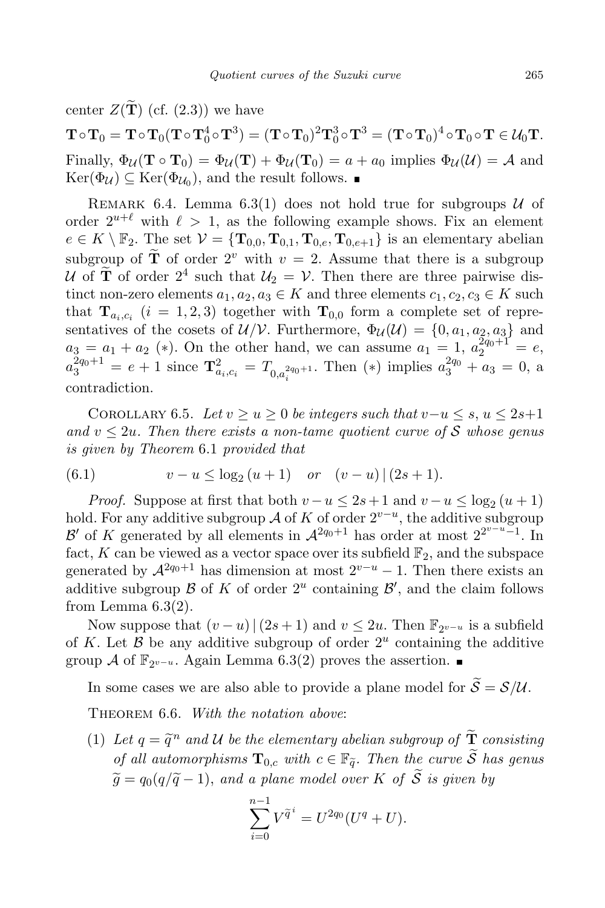center $Z(\widetilde{\mathbf{T}})$ (cf. (2.3)) we have

$$\mathbf{T}\circ\mathbf{T}_0 = \mathbf{T}\circ\mathbf{T}_0(\mathbf{T}\circ\mathbf{T}_0^4\circ\mathbf{T}^3) = (\mathbf{T}\circ\mathbf{T}_0)^2\mathbf{T}_0^3\circ\mathbf{T}^3 = (\mathbf{T}\circ\mathbf{T}_0)^4\circ\mathbf{T}_0\circ\mathbf{T} \in \mathcal{U}_0\mathbf{T}.$$

Finally, $\Phi_{\mathcal{U}}(\mathbf{T}\circ\mathbf{T}_0) = \Phi_{\mathcal{U}}(\mathbf{T}) + \Phi_{\mathcal{U}}(\mathbf{T}_0) = a + a_0$ implies $\Phi_{\mathcal{U}}(\mathcal{U}) = \mathcal{A}$ and $\mathrm{Ker}(\Phi_{\mathcal{U}}) \subseteq \mathrm{Ker}(\Phi_{\mathcal{U}_0})$, and the result follows. ∎

Remark 6.4. Lemma 6.3(1) does not hold true for subgroups $\mathcal{U}$ of order $2^{u+\ell}$ with $\ell > 1$, as the following example shows. Fix an element $e \in K \setminus \mathbb{F}_2$. The set $\mathcal{V} = \{\mathbf{T}_{0,0}, \mathbf{T}_{0,1}, \mathbf{T}_{0,e}, \mathbf{T}_{0,e+1}\}$ is an elementary abelian subgroup of $\widetilde{\mathbf{T}}$ of order $2^v$ with $v = 2$. Assume that there is a subgroup $\mathcal{U}$ of $\widetilde{\mathbf{T}}$ of order $2^4$ such that $\mathcal{U}_2 = \mathcal{V}$. Then there are three pairwise distinct non-zero elements $a_1, a_2, a_3 \in K$ and three elements $c_1, c_2, c_3 \in K$ such that $\mathbf{T}_{a_i,c_i}$ $(i = 1,2,3)$ together with $\mathbf{T}_{0,0}$ form a complete set of representatives of the cosets of $\mathcal{U}/\mathcal{V}$. Furthermore, $\Phi_{\mathcal{U}}(\mathcal{U}) = \{0, a_1, a_2, a_3\}$ and $a_3 = a_1 + a_2$ $(*)$. On the other hand, we can assume $a_1 = 1$, $a_2^{2q_0+1} = e$, $a_3^{2q_0+1} = e+1$ since $\mathbf{T}^2_{a_i,c_i} = T_{0,a_i^{2q_0+1}}$. Then $(*)$ implies $a_3^{2q_0} + a_3 = 0$, a contradiction.

Corollary 6.5. *Let $v \geq u \geq 0$ be integers such that $v-u \leq s$, $u \leq 2s+1$ and $v \leq 2u$. Then there exists a non-tame quotient curve of $\mathcal{S}$ whose genus is given by Theorem* 6.1 *provided that*

$$v - u \leq \log_2(u+1) \quad or \quad (v-u)\,|\,(2s+1). \tag{6.1}$$

*Proof.* Suppose at first that both $v - u \leq 2s+1$ and $v - u \leq \log_2(u+1)$ hold. For any additive subgroup $\mathcal{A}$ of $K$ of order $2^{v-u}$, the additive subgroup $\mathcal{B}'$ of $K$ generated by all elements in $\mathcal{A}^{2q_0+1}$ has order at most $2^{2^{v-u}-1}$. In fact, $K$ can be viewed as a vector space over its subfield $\mathbb{F}_2$, and the subspace generated by $\mathcal{A}^{2q_0+1}$ has dimension at most $2^{v-u}-1$. Then there exists an additive subgroup $\mathcal{B}$ of $K$ of order $2^u$ containing $\mathcal{B}'$, and the claim follows from Lemma 6.3(2).

Now suppose that $(v-u)\,|\,(2s+1)$ and $v \leq 2u$. Then $\mathbb{F}_{2^{v-u}}$ is a subfield of $K$. Let $\mathcal{B}$ be any additive subgroup of order $2^u$ containing the additive group $\mathcal{A}$ of $\mathbb{F}_{2^{v-u}}$. Again Lemma 6.3(2) proves the assertion. ∎

In some cases we are also able to provide a plane model for $\widetilde{\mathcal{S}} = \mathcal{S}/\mathcal{U}$.

Theorem 6.6. *With the notation above*:

(1) *Let $q = \widetilde{q}^n$ and $\mathcal{U}$ be the elementary abelian subgroup of $\widetilde{\mathbf{T}}$ consisting of all automorphisms $\mathbf{T}_{0,c}$ with $c \in \mathbb{F}_{\widetilde{q}}$. Then the curve $\widetilde{\mathcal{S}}$ has genus $\widetilde{g} = q_0(q/\widetilde{q} - 1)$, and a plane model over $K$ of $\widetilde{\mathcal{S}}$ is given by*

$$\sum_{i=0}^{n-1} V^{\widetilde{q}^i} = U^{2q_0}(U^q + U).$$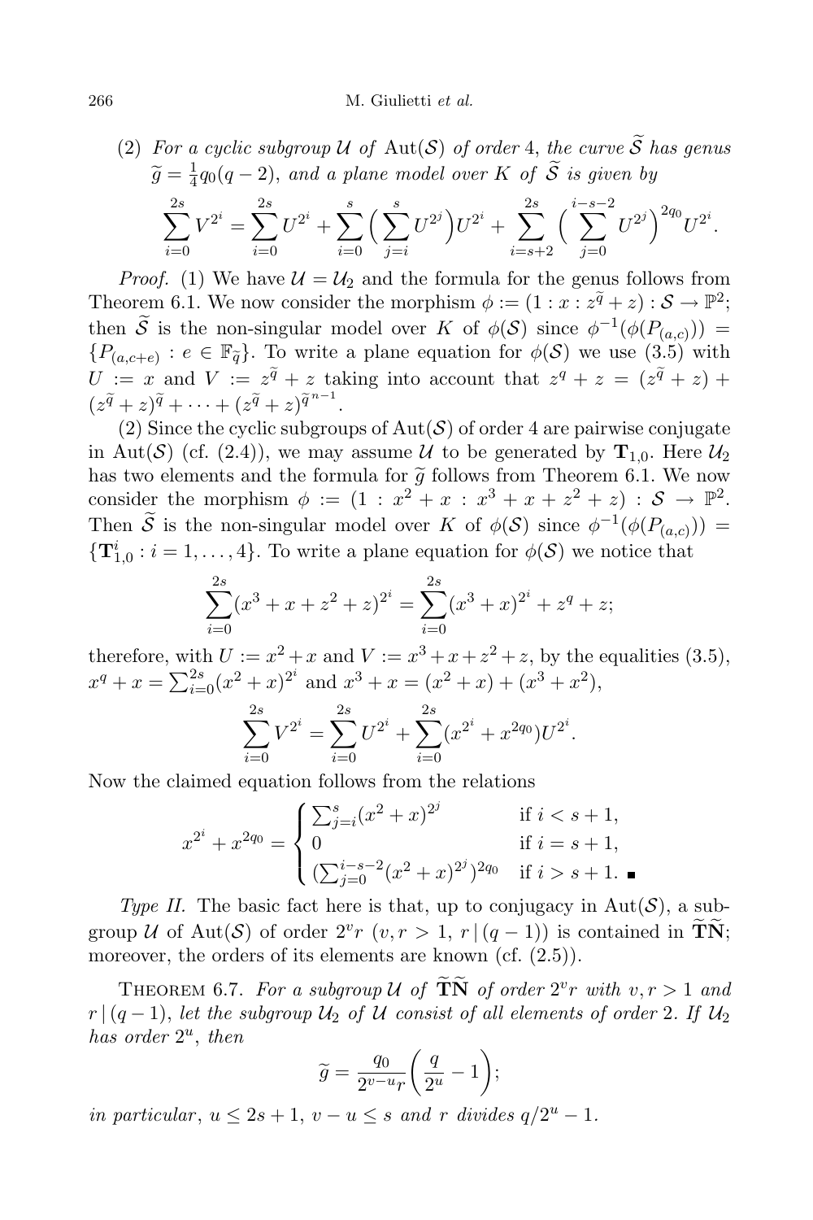(2) *For a cyclic subgroup $\mathcal{U}$ of* $\mathrm{Aut}(\mathcal{S})$ *of order* 4, *the curve* $\widetilde{\mathcal{S}}$ *has genus* $\widetilde{g} = \frac{1}{4}q_0(q-2)$, *and a plane model over $K$ of* $\widetilde{\mathcal{S}}$ *is given by*

$$\sum_{i=0}^{2s} V^{2^i} = \sum_{i=0}^{2s} U^{2^i} + \sum_{i=0}^{s}\Big(\sum_{j=i}^{s} U^{2^j}\Big)U^{2^i} + \sum_{i=s+2}^{2s}\Big(\sum_{j=0}^{i-s-2} U^{2^j}\Big)^{2q_0} U^{2^i}.$$

*Proof.* (1) We have $\mathcal{U} = \mathcal{U}_2$ and the formula for the genus follows from Theorem 6.1. We now consider the morphism $\phi := (1 : x : z^{\widetilde{q}} + z) : \mathcal{S} \to \mathbb{P}^2$; then $\widetilde{\mathcal{S}}$ is the non-singular model over $K$ of $\phi(\mathcal{S})$ since $\phi^{-1}(\phi(P_{(a,c)})) = \{P_{(a,c+e)} : e \in \mathbb{F}_{\widetilde{q}}\}$. To write a plane equation for $\phi(\mathcal{S})$ we use (3.5) with $U := x$ and $V := z^{\widetilde{q}} + z$ taking into account that $z^q + z = (z^{\widetilde{q}} + z) + (z^{\widetilde{q}} + z)^{\widetilde{q}} + \cdots + (z^{\widetilde{q}} + z)^{\widetilde{q}^{\,n-1}}$.

(2) Since the cyclic subgroups of $\mathrm{Aut}(\mathcal{S})$ of order 4 are pairwise conjugate in $\mathrm{Aut}(\mathcal{S})$ (cf. (2.4)), we may assume $\mathcal{U}$ to be generated by $\mathbf{T}_{1,0}$. Here $\mathcal{U}_2$ has two elements and the formula for $\widetilde{g}$ follows from Theorem 6.1. We now consider the morphism $\phi := (1 : x^2 + x : x^3 + x + z^2 + z) : \mathcal{S} \to \mathbb{P}^2$. Then $\widetilde{\mathcal{S}}$ is the non-singular model over $K$ of $\phi(\mathcal{S})$ since $\phi^{-1}(\phi(P_{(a,c)})) = \{\mathbf{T}_{1,0}^i : i = 1,\ldots,4\}$. To write a plane equation for $\phi(\mathcal{S})$ we notice that

$$\sum_{i=0}^{2s}(x^3 + x + z^2 + z)^{2^i} = \sum_{i=0}^{2s}(x^3 + x)^{2^i} + z^q + z;$$

therefore, with $U := x^2 + x$ and $V := x^3 + x + z^2 + z$, by the equalities (3.5), $x^q + x = \sum_{i=0}^{2s}(x^2 + x)^{2^i}$ and $x^3 + x = (x^2 + x) + (x^3 + x^2)$,

$$\sum_{i=0}^{2s} V^{2^i} = \sum_{i=0}^{2s} U^{2^i} + \sum_{i=0}^{2s}(x^{2^i} + x^{2q_0})U^{2^i}.$$

Now the claimed equation follows from the relations

$$x^{2^i} + x^{2q_0} = \begin{cases} \sum_{j=i}^{s}(x^2 + x)^{2^j} & \text{if } i < s+1,\\ 0 & \text{if } i = s+1,\\ (\sum_{j=0}^{i-s-2}(x^2 + x)^{2^j})^{2q_0} & \text{if } i > s+1. \end{cases}$$ ∎

*Type II.* The basic fact here is that, up to conjugacy in $\mathrm{Aut}(\mathcal{S})$, a subgroup $\mathcal{U}$ of $\mathrm{Aut}(\mathcal{S})$ of order $2^v r$ ($v, r > 1$, $r \mid (q-1)$) is contained in $\widetilde{\mathbf{T}}\widetilde{\mathbf{N}}$; moreover, the orders of its elements are known (cf. (2.5)).

THEOREM 6.7. *For a subgroup $\mathcal{U}$ of $\widetilde{\mathbf{T}}\widetilde{\mathbf{N}}$ of order $2^v r$ with $v, r > 1$ and $r \mid (q-1)$, let the subgroup $\mathcal{U}_2$ of $\mathcal{U}$ consist of all elements of order* 2. *If $\mathcal{U}_2$ has order $2^u$, then*

$$\widetilde{g} = \frac{q_0}{2^{v-u} r}\Big(\frac{q}{2^u} - 1\Big);$$

*in particular*, $u \le 2s+1$, $v - u \le s$ *and $r$ divides* $q/2^u - 1$.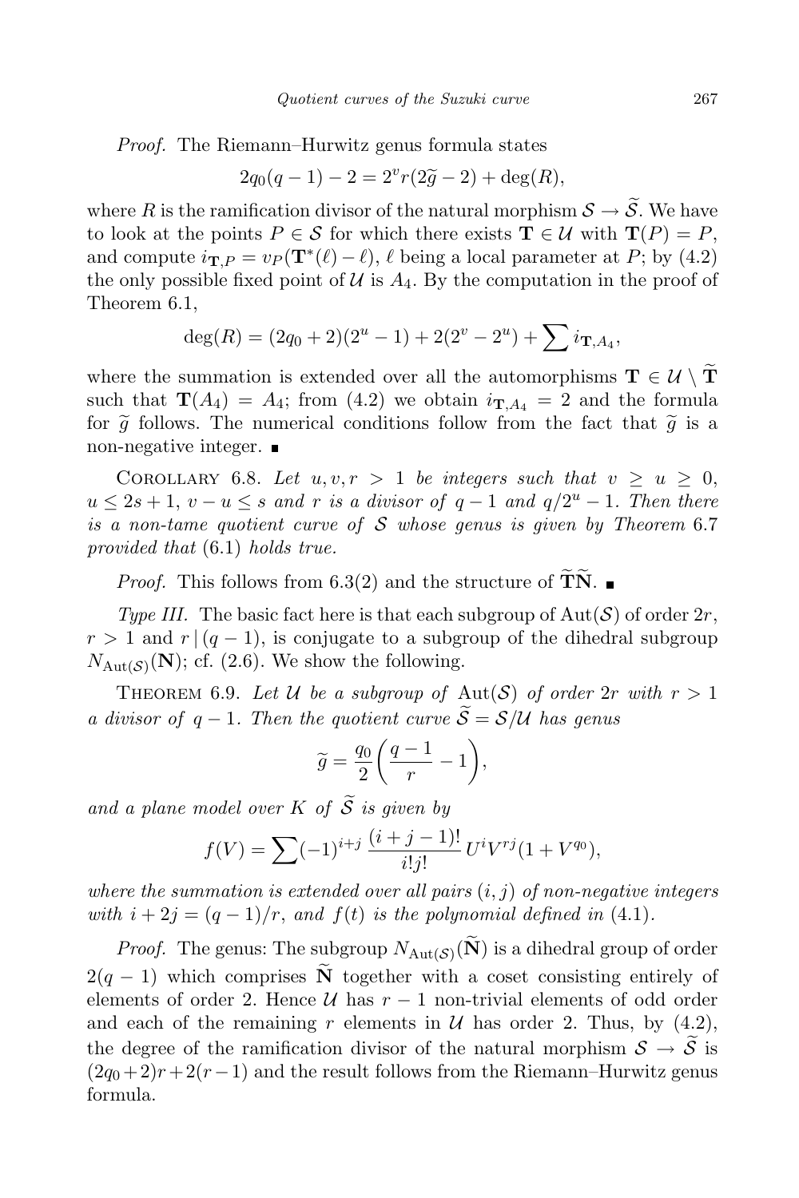*Proof.* The Riemann–Hurwitz genus formula states

$$2q_0(q-1)-2=2^v r(2\widetilde{g}-2)+\deg(R),$$

where $R$ is the ramification divisor of the natural morphism $\mathcal{S}\to\widetilde{\mathcal{S}}$. We have to look at the points $P\in\mathcal{S}$ for which there exists $\mathbf{T}\in\mathcal{U}$ with $\mathbf{T}(P)=P$, and compute $i_{\mathbf{T},P}=v_P(\mathbf{T}^*(\ell)-\ell)$, $\ell$ being a local parameter at $P$; by (4.2) the only possible fixed point of $\mathcal{U}$ is $A_4$. By the computation in the proof of Theorem 6.1,

$$\deg(R)=(2q_0+2)(2^u-1)+2(2^v-2^u)+\sum i_{\mathbf{T},A_4},$$

where the summation is extended over all the automorphisms $\mathbf{T}\in\mathcal{U}\setminus\widetilde{\mathbf{T}}$ such that $\mathbf{T}(A_4)=A_4$; from (4.2) we obtain $i_{\mathbf{T},A_4}=2$ and the formula for $\widetilde{g}$ follows. The numerical conditions follow from the fact that $\widetilde{g}$ is a non-negative integer. ■

Corollary 6.8. *Let $u,v,r>1$ be integers such that $v\ge u\ge 0$, $u\le 2s+1$, $v-u\le s$ and $r$ is a divisor of $q-1$ and $q/2^u-1$. Then there is a non-tame quotient curve of $\mathcal{S}$ whose genus is given by Theorem 6.7 provided that (6.1) holds true.*

*Proof.* This follows from 6.3(2) and the structure of $\widetilde{\mathbf{T}}\widetilde{\mathbf{N}}$. ■

*Type III.* The basic fact here is that each subgroup of $\mathrm{Aut}(\mathcal{S})$ of order $2r$, $r>1$ and $r\mid(q-1)$, is conjugate to a subgroup of the dihedral subgroup $N_{\mathrm{Aut}(\mathcal{S})}(\mathbf{N})$; cf. (2.6). We show the following.

Theorem 6.9. *Let $\mathcal{U}$ be a subgroup of $\mathrm{Aut}(\mathcal{S})$ of order $2r$ with $r>1$ a divisor of $q-1$. Then the quotient curve $\widetilde{\mathcal{S}}=\mathcal{S}/\mathcal{U}$ has genus*

$$\widetilde{g}=\frac{q_0}{2}\left(\frac{q-1}{r}-1\right),$$

*and a plane model over $K$ of $\widetilde{\mathcal{S}}$ is given by*

$$f(V)=\sum(-1)^{i+j}\,\frac{(i+j-1)!}{i!j!}\,U^iV^{rj}(1+V^{q_0}),$$

*where the summation is extended over all pairs $(i,j)$ of non-negative integers with $i+2j=(q-1)/r$, and $f(t)$ is the polynomial defined in (4.1).*

*Proof.* The genus: The subgroup $N_{\mathrm{Aut}(\mathcal{S})}(\widetilde{\mathbf{N}})$ is a dihedral group of order $2(q-1)$ which comprises $\widetilde{\mathbf{N}}$ together with a coset consisting entirely of elements of order 2. Hence $\mathcal{U}$ has $r-1$ non-trivial elements of odd order and each of the remaining $r$ elements in $\mathcal{U}$ has order 2. Thus, by (4.2), the degree of the ramification divisor of the natural morphism $\mathcal{S}\to\widetilde{\mathcal{S}}$ is $(2q_0+2)r+2(r-1)$ and the result follows from the Riemann–Hurwitz genus formula.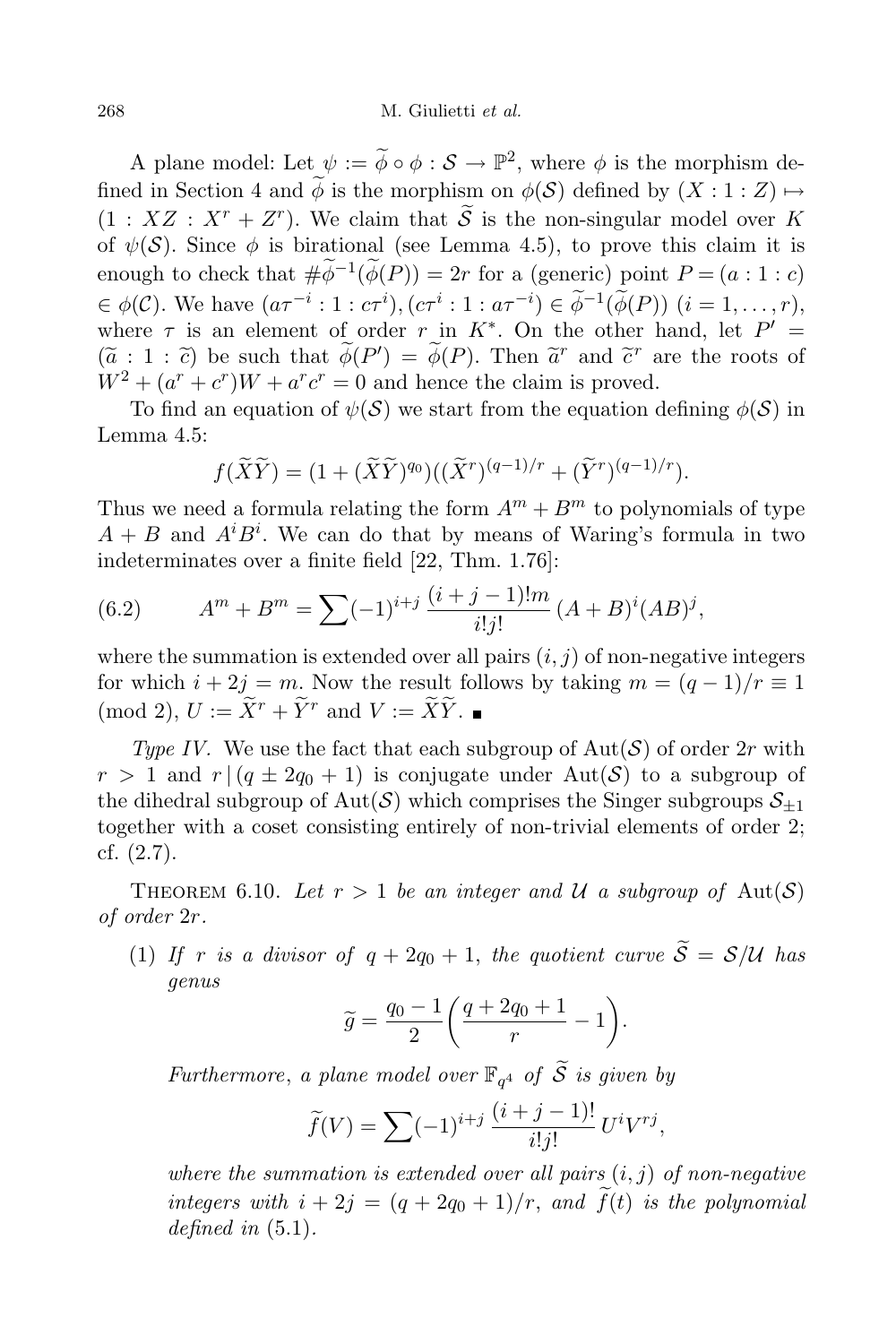A plane model: Let $\psi := \widetilde{\phi} \circ \phi : \mathcal{S} \to \mathbb{P}^2$, where $\phi$ is the morphism defined in Section 4 and $\widetilde{\phi}$ is the morphism on $\phi(\mathcal{S})$ defined by $(X : 1 : Z) \mapsto (1 : XZ : X^r + Z^r)$. We claim that $\widetilde{\mathcal{S}}$ is the non-singular model over $K$ of $\psi(\mathcal{S})$. Since $\phi$ is birational (see Lemma 4.5), to prove this claim it is enough to check that $\#\widetilde{\phi}^{-1}(\widetilde{\phi}(P)) = 2r$ for a (generic) point $P = (a : 1 : c) \in \phi(\mathcal{C})$. We have $(a\tau^{-i} : 1 : c\tau^i), (c\tau^i : 1 : a\tau^{-i}) \in \widetilde{\phi}^{-1}(\widetilde{\phi}(P))$ $(i = 1, \ldots, r)$, where $\tau$ is an element of order $r$ in $K^*$. On the other hand, let $P' = (\widetilde{a} : 1 : \widetilde{c})$ be such that $\widetilde{\phi}(P') = \widetilde{\phi}(P)$. Then $\widetilde{a}^r$ and $\widetilde{c}^r$ are the roots of $W^2 + (a^r + c^r)W + a^r c^r = 0$ and hence the claim is proved.

To find an equation of $\psi(\mathcal{S})$ we start from the equation defining $\phi(\mathcal{S})$ in Lemma 4.5:

$$f(\widetilde{X}\widetilde{Y}) = (1 + (\widetilde{X}\widetilde{Y})^{q_0})((\widetilde{X}^r)^{(q-1)/r} + (\widetilde{Y}^r)^{(q-1)/r}).$$

Thus we need a formula relating the form $A^m + B^m$ to polynomials of type $A + B$ and $A^i B^i$. We can do that by means of Waring's formula in two indeterminates over a finite field [22, Thm. 1.76]:

$$A^m + B^m = \sum (-1)^{i+j} \frac{(i+j-1)!m}{i!j!} (A+B)^i (AB)^j, \tag{6.2}$$

where the summation is extended over all pairs $(i, j)$ of non-negative integers for which $i + 2j = m$. Now the result follows by taking $m = (q-1)/r \equiv 1 \pmod 2$, $U := \widetilde{X}^r + \widetilde{Y}^r$ and $V := \widetilde{X}\widetilde{Y}$. ■

*Type IV.* We use the fact that each subgroup of $\mathrm{Aut}(\mathcal{S})$ of order $2r$ with $r > 1$ and $r \,|\, (q \pm 2q_0 + 1)$ is conjugate under $\mathrm{Aut}(\mathcal{S})$ to a subgroup of the dihedral subgroup of $\mathrm{Aut}(\mathcal{S})$ which comprises the Singer subgroups $\mathcal{S}_{\pm 1}$ together with a coset consisting entirely of non-trivial elements of order 2; cf. (2.7).

THEOREM 6.10. *Let $r > 1$ be an integer and $\mathcal{U}$ a subgroup of $\mathrm{Aut}(\mathcal{S})$ of order $2r$.*

(1) *If $r$ is a divisor of $q + 2q_0 + 1$, the quotient curve $\widetilde{\mathcal{S}} = \mathcal{S}/\mathcal{U}$ has genus*

$$\widetilde{g} = \frac{q_0 - 1}{2}\left(\frac{q + 2q_0 + 1}{r} - 1\right).$$

*Furthermore, a plane model over $\mathbb{F}_{q^4}$ of $\widetilde{\mathcal{S}}$ is given by*

$$\widetilde{f}(V) = \sum (-1)^{i+j} \frac{(i+j-1)!}{i!j!} U^i V^{rj},$$

*where the summation is extended over all pairs $(i, j)$ of non-negative integers with $i + 2j = (q + 2q_0 + 1)/r$, and $\widetilde{f}(t)$ is the polynomial defined in* (5.1).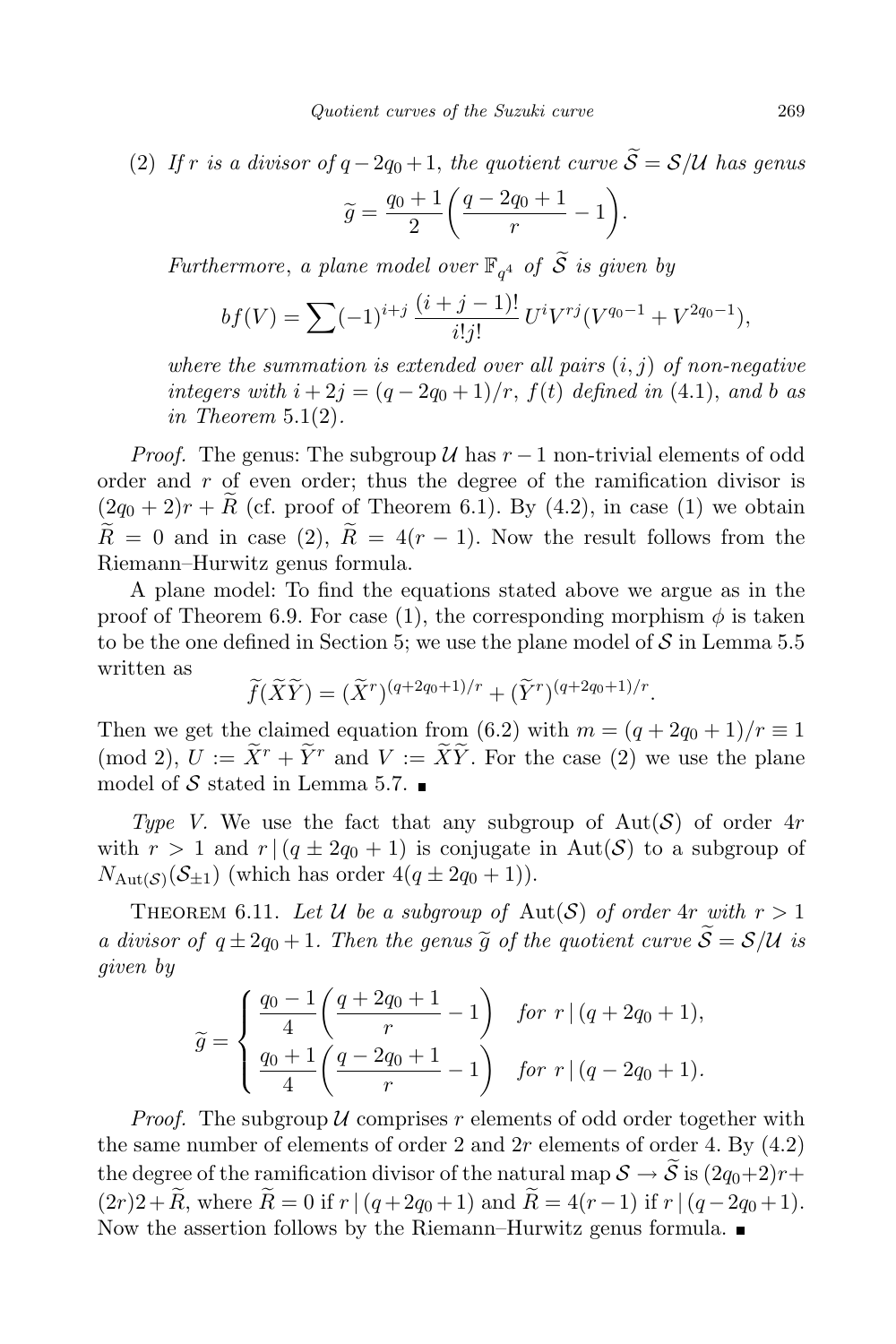(2) *If $r$ is a divisor of $q-2q_0+1$, the quotient curve $\widetilde{\mathcal{S}}=\mathcal{S}/\mathcal{U}$ has genus*

$$\widetilde{g}=\frac{q_0+1}{2}\left(\frac{q-2q_0+1}{r}-1\right).$$

*Furthermore, a plane model over $\mathbb{F}_{q^4}$ of $\widetilde{\mathcal{S}}$ is given by*

$$bf(V)=\sum(-1)^{i+j}\,\frac{(i+j-1)!}{i!j!}\,U^iV^{rj}(V^{q_0-1}+V^{2q_0-1}),$$

*where the summation is extended over all pairs $(i,j)$ of non-negative integers with $i+2j=(q-2q_0+1)/r$, $f(t)$ defined in* (4.1), *and $b$ as in Theorem* 5.1(2).

*Proof.* The genus: The subgroup $\mathcal{U}$ has $r-1$ non-trivial elements of odd order and $r$ of even order; thus the degree of the ramification divisor is $(2q_0+2)r+\widetilde{R}$ (cf. proof of Theorem 6.1). By (4.2), in case (1) we obtain $\widetilde{R}=0$ and in case (2), $\widetilde{R}=4(r-1)$. Now the result follows from the Riemann–Hurwitz genus formula.

A plane model: To find the equations stated above we argue as in the proof of Theorem 6.9. For case (1), the corresponding morphism $\phi$ is taken to be the one defined in Section 5; we use the plane model of $\mathcal{S}$ in Lemma 5.5 written as

$$\widetilde{f}(\widetilde{X}\widetilde{Y})=(\widetilde{X}^r)^{(q+2q_0+1)/r}+(\widetilde{Y}^r)^{(q+2q_0+1)/r}.$$

Then we get the claimed equation from (6.2) with $m=(q+2q_0+1)/r\equiv 1 \pmod 2$, $U:=\widetilde{X}^r+\widetilde{Y}^r$ and $V:=\widetilde{X}\widetilde{Y}$. For the case (2) we use the plane model of $\mathcal{S}$ stated in Lemma 5.7. ∎

*Type V.* We use the fact that any subgroup of $\mathrm{Aut}(\mathcal{S})$ of order $4r$ with $r>1$ and $r\,|\,(q\pm 2q_0+1)$ is conjugate in $\mathrm{Aut}(\mathcal{S})$ to a subgroup of $N_{\mathrm{Aut}(\mathcal{S})}(\mathcal{S}_{\pm 1})$ (which has order $4(q\pm 2q_0+1)$).

THEOREM 6.11. *Let $\mathcal{U}$ be a subgroup of $\mathrm{Aut}(\mathcal{S})$ of order $4r$ with $r>1$ a divisor of $q\pm 2q_0+1$. Then the genus $\widetilde{g}$ of the quotient curve $\widetilde{\mathcal{S}}=\mathcal{S}/\mathcal{U}$ is given by*

$$\widetilde{g}=\begin{cases}\dfrac{q_0-1}{4}\left(\dfrac{q+2q_0+1}{r}-1\right) & \text{for } r\,|\,(q+2q_0+1),\\[2ex] \dfrac{q_0+1}{4}\left(\dfrac{q-2q_0+1}{r}-1\right) & \text{for } r\,|\,(q-2q_0+1).\end{cases}$$

*Proof.* The subgroup $\mathcal{U}$ comprises $r$ elements of odd order together with the same number of elements of order 2 and $2r$ elements of order 4. By (4.2) the degree of the ramification divisor of the natural map $\mathcal{S}\to\widetilde{\mathcal{S}}$ is $(2q_0+2)r+(2r)2+\widetilde{R}$, where $\widetilde{R}=0$ if $r\,|\,(q+2q_0+1)$ and $\widetilde{R}=4(r-1)$ if $r\,|\,(q-2q_0+1)$. Now the assertion follows by the Riemann–Hurwitz genus formula. ∎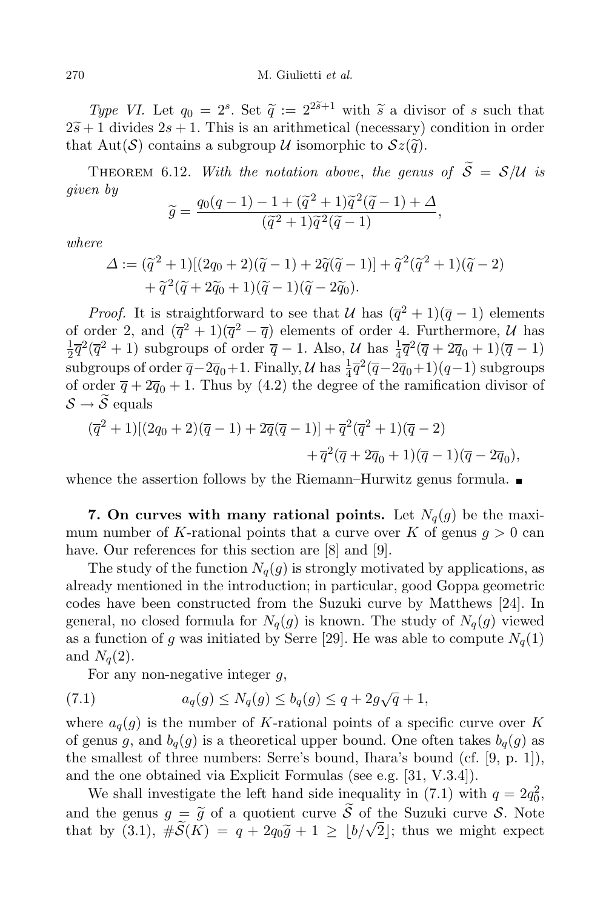*Type VI.* Let $q_0 = 2^s$. Set $\widetilde{q} := 2^{2\widetilde{s}+1}$ with $\widetilde{s}$ a divisor of $s$ such that $2\widetilde{s}+1$ divides $2s+1$. This is an arithmetical (necessary) condition in order that $\mathrm{Aut}(\mathcal{S})$ contains a subgroup $\mathcal{U}$ isomorphic to $\mathcal{S}z(\widetilde{q})$.

THEOREM 6.12. *With the notation above, the genus of $\widetilde{\mathcal{S}} = \mathcal{S}/\mathcal{U}$ is given by*

$$\widetilde{g} = \frac{q_0(q-1) - 1 + (\widetilde{q}^2+1)\widetilde{q}^2(\widetilde{q}-1) + \Delta}{(\widetilde{q}^2+1)\widetilde{q}^2(\widetilde{q}-1)},$$

*where*

$$\begin{aligned}\Delta := (\widetilde{q}^2+1)[(2q_0+2)(\widetilde{q}-1) + 2\widetilde{q}(\widetilde{q}-1)] + \widetilde{q}^2(\widetilde{q}^2+1)(\widetilde{q}-2)\\ + \widetilde{q}^2(\widetilde{q}+2\widetilde{q}_0+1)(\widetilde{q}-1)(\widetilde{q}-2\widetilde{q}_0).\end{aligned}$$

*Proof.* It is straightforward to see that $\mathcal{U}$ has $(\overline{q}^2+1)(\overline{q}-1)$ elements of order 2, and $(\overline{q}^2+1)(\overline{q}^2-\overline{q})$ elements of order 4. Furthermore, $\mathcal{U}$ has $\frac{1}{2}\overline{q}^2(\overline{q}^2+1)$ subgroups of order $\overline{q}-1$. Also, $\mathcal{U}$ has $\frac{1}{4}\overline{q}^2(\overline{q}+2\overline{q}_0+1)(\overline{q}-1)$ subgroups of order $\overline{q}-2\overline{q}_0+1$. Finally, $\mathcal{U}$ has $\frac{1}{4}\overline{q}^2(\overline{q}-2\overline{q}_0+1)(q-1)$ subgroups of order $\overline{q}+2\overline{q}_0+1$. Thus by (4.2) the degree of the ramification divisor of $\mathcal{S} \to \widetilde{\mathcal{S}}$ equals

$$\begin{aligned}(\overline{q}^2+1)[(2q_0+2)(\overline{q}-1) + 2\overline{q}(\overline{q}-1)] + \overline{q}^2(\overline{q}^2+1)(\overline{q}-2)\\ + \overline{q}^2(\overline{q}+2\overline{q}_0+1)(\overline{q}-1)(\overline{q}-2\overline{q}_0),\end{aligned}$$

whence the assertion follows by the Riemann–Hurwitz genus formula. ∎

**7. On curves with many rational points.** Let $N_q(g)$ be the maximum number of $K$-rational points that a curve over $K$ of genus $g > 0$ can have. Our references for this section are [8] and [9].

The study of the function $N_q(g)$ is strongly motivated by applications, as already mentioned in the introduction; in particular, good Goppa geometric codes have been constructed from the Suzuki curve by Matthews [24]. In general, no closed formula for $N_q(g)$ is known. The study of $N_q(g)$ viewed as a function of $g$ was initiated by Serre [29]. He was able to compute $N_q(1)$ and $N_q(2)$.

For any non-negative integer $g$,

$$a_q(g) \le N_q(g) \le b_q(g) \le q + 2g\sqrt{q} + 1, \tag{7.1}$$

where $a_q(g)$ is the number of $K$-rational points of a specific curve over $K$ of genus $g$, and $b_q(g)$ is a theoretical upper bound. One often takes $b_q(g)$ as the smallest of three numbers: Serre's bound, Ihara's bound (cf. [9, p. 1]), and the one obtained via Explicit Formulas (see e.g. [31, V.3.4]).

We shall investigate the left hand side inequality in (7.1) with $q = 2q_0^2$, and the genus $g = \widetilde{g}$ of a quotient curve $\widetilde{\mathcal{S}}$ of the Suzuki curve $\mathcal{S}$. Note that by (3.1), $\#\widetilde{\mathcal{S}}(K) = q + 2q_0\widetilde{g} + 1 \ge \lfloor b/\sqrt{2} \rfloor$; thus we might expect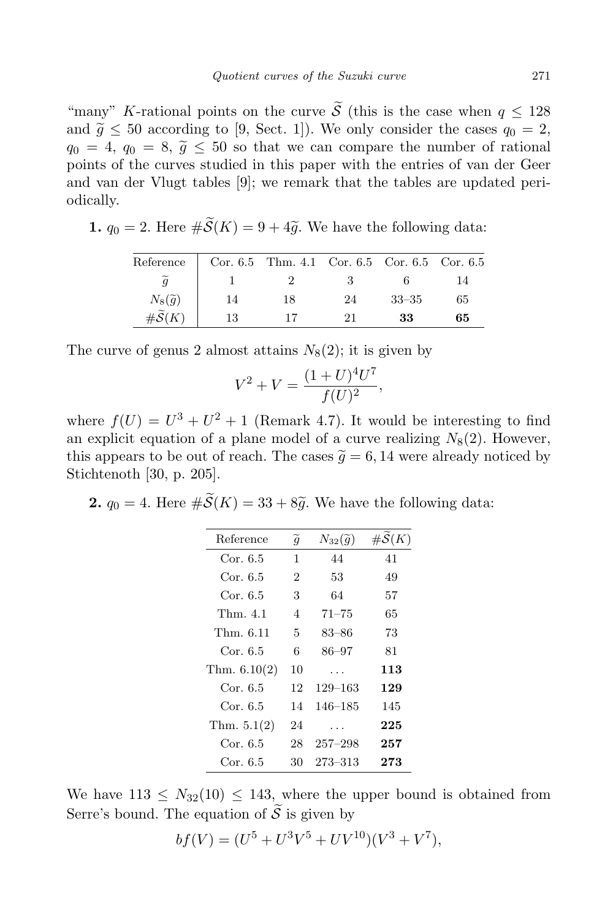"many" $K$-rational points on the curve $\widetilde{\mathcal{S}}$ (this is the case when $q \le 128$ and $\widetilde{g} \le 50$ according to [9, Sect. 1]). We only consider the cases $q_0 = 2$, $q_0 = 4$, $q_0 = 8$, $\widetilde{g} \le 50$ so that we can compare the number of rational points of the curves studied in this paper with the entries of van der Geer and van der Vlugt tables [9]; we remark that the tables are updated periodically.

**1.** $q_0 = 2$. Here $\#\widetilde{\mathcal{S}}(K) = 9 + 4\widetilde{g}$. We have the following data:

| Reference | Cor. 6.5 | Thm. 4.1 | Cor. 6.5 | Cor. 6.5 | Cor. 6.5 |
|---|---|---|---|---|---|
| $\widetilde{g}$ | 1 | 2 | 3 | 6 | 14 |
| $N_8(\widetilde{g})$ | 14 | 18 | 24 | 33–35 | 65 |
| $\#\widetilde{\mathcal{S}}(K)$ | 13 | 17 | 21 | **33** | **65** |

The curve of genus 2 almost attains $N_8(2)$; it is given by

$$V^2 + V = \frac{(1+U)^4 U^7}{f(U)^2},$$

where $f(U) = U^3 + U^2 + 1$ (Remark 4.7). It would be interesting to find an explicit equation of a plane model of a curve realizing $N_8(2)$. However, this appears to be out of reach. The cases $\widetilde{g} = 6, 14$ were already noticed by Stichtenoth [30, p. 205].

**2.** $q_0 = 4$. Here $\#\widetilde{\mathcal{S}}(K) = 33 + 8\widetilde{g}$. We have the following data:

| Reference | $\widetilde{g}$ | $N_{32}(\widetilde{g})$ | $\#\widetilde{\mathcal{S}}(K)$ |
|---|---|---|---|
| Cor. 6.5 | 1 | 44 | 41 |
| Cor. 6.5 | 2 | 53 | 49 |
| Cor. 6.5 | 3 | 64 | 57 |
| Thm. 4.1 | 4 | 71–75 | 65 |
| Thm. 6.11 | 5 | 83–86 | 73 |
| Cor. 6.5 | 6 | 86–97 | 81 |
| Thm. 6.10(2) | 10 | ... | **113** |
| Cor. 6.5 | 12 | 129–163 | **129** |
| Cor. 6.5 | 14 | 146–185 | 145 |
| Thm. 5.1(2) | 24 | ... | **225** |
| Cor. 6.5 | 28 | 257–298 | **257** |
| Cor. 6.5 | 30 | 273–313 | **273** |

We have $113 \le N_{32}(10) \le 143$, where the upper bound is obtained from Serre's bound. The equation of $\widetilde{\mathcal{S}}$ is given by

$$bf(V) = (U^5 + U^3V^5 + UV^{10})(V^3 + V^7),$$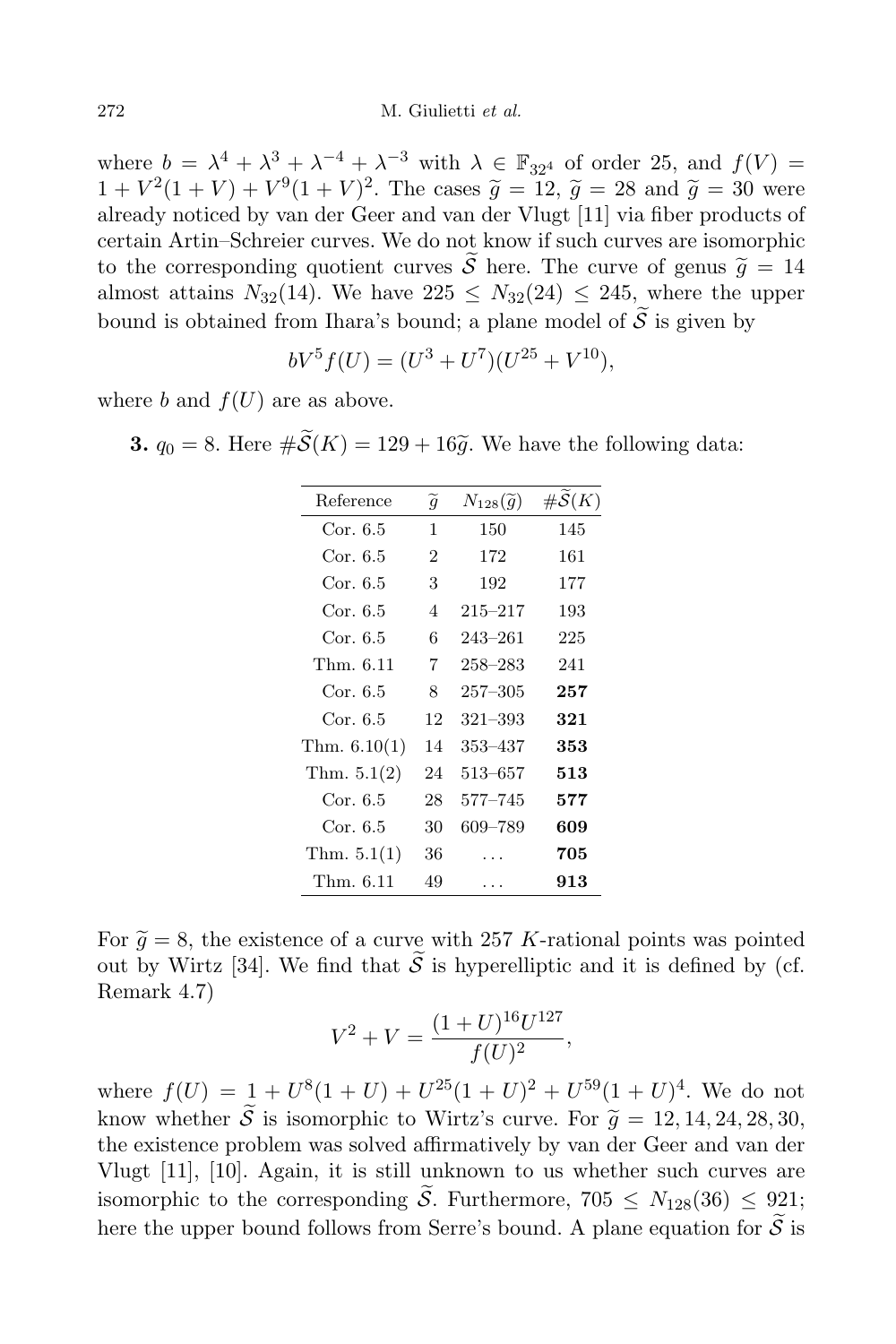where $b = \lambda^4 + \lambda^3 + \lambda^{-4} + \lambda^{-3}$ with $\lambda \in \mathbb{F}_{32^4}$ of order 25, and $f(V) = 1 + V^2(1+V) + V^9(1+V)^2$. The cases $\widetilde{g} = 12$, $\widetilde{g} = 28$ and $\widetilde{g} = 30$ were already noticed by van der Geer and van der Vlugt [11] via fiber products of certain Artin–Schreier curves. We do not know if such curves are isomorphic to the corresponding quotient curves $\widetilde{\mathcal{S}}$ here. The curve of genus $\widetilde{g} = 14$ almost attains $N_{32}(14)$. We have $225 \le N_{32}(24) \le 245$, where the upper bound is obtained from Ihara's bound; a plane model of $\widetilde{\mathcal{S}}$ is given by

$$bV^5 f(U) = (U^3 + U^7)(U^{25} + V^{10}),$$

where $b$ and $f(U)$ are as above.

**3.** $q_0 = 8$. Here $\#\widetilde{\mathcal{S}}(K) = 129 + 16\widetilde{g}$. We have the following data:

| Reference | $\widetilde{g}$ | $N_{128}(\widetilde{g})$ | $\#\widetilde{\mathcal{S}}(K)$ |
|---|---|---|---|
| Cor. 6.5 | 1 | 150 | 145 |
| Cor. 6.5 | 2 | 172 | 161 |
| Cor. 6.5 | 3 | 192 | 177 |
| Cor. 6.5 | 4 | 215–217 | 193 |
| Cor. 6.5 | 6 | 243–261 | 225 |
| Thm. 6.11 | 7 | 258–283 | 241 |
| Cor. 6.5 | 8 | 257–305 | **257** |
| Cor. 6.5 | 12 | 321–393 | **321** |
| Thm. 6.10(1) | 14 | 353–437 | **353** |
| Thm. 5.1(2) | 24 | 513–657 | **513** |
| Cor. 6.5 | 28 | 577–745 | **577** |
| Cor. 6.5 | 30 | 609–789 | **609** |
| Thm. 5.1(1) | 36 | ... | **705** |
| Thm. 6.11 | 49 | ... | **913** |

For $\widetilde{g} = 8$, the existence of a curve with 257 $K$-rational points was pointed out by Wirtz [34]. We find that $\widetilde{\mathcal{S}}$ is hyperelliptic and it is defined by (cf. Remark 4.7)

$$V^2 + V = \frac{(1+U)^{16}U^{127}}{f(U)^2},$$

where $f(U) = 1 + U^8(1+U) + U^{25}(1+U)^2 + U^{59}(1+U)^4$. We do not know whether $\widetilde{\mathcal{S}}$ is isomorphic to Wirtz's curve. For $\widetilde{g} = 12, 14, 24, 28, 30$, the existence problem was solved affirmatively by van der Geer and van der Vlugt [11], [10]. Again, it is still unknown to us whether such curves are isomorphic to the corresponding $\widetilde{\mathcal{S}}$. Furthermore, $705 \le N_{128}(36) \le 921$; here the upper bound follows from Serre's bound. A plane equation for $\widetilde{\mathcal{S}}$ is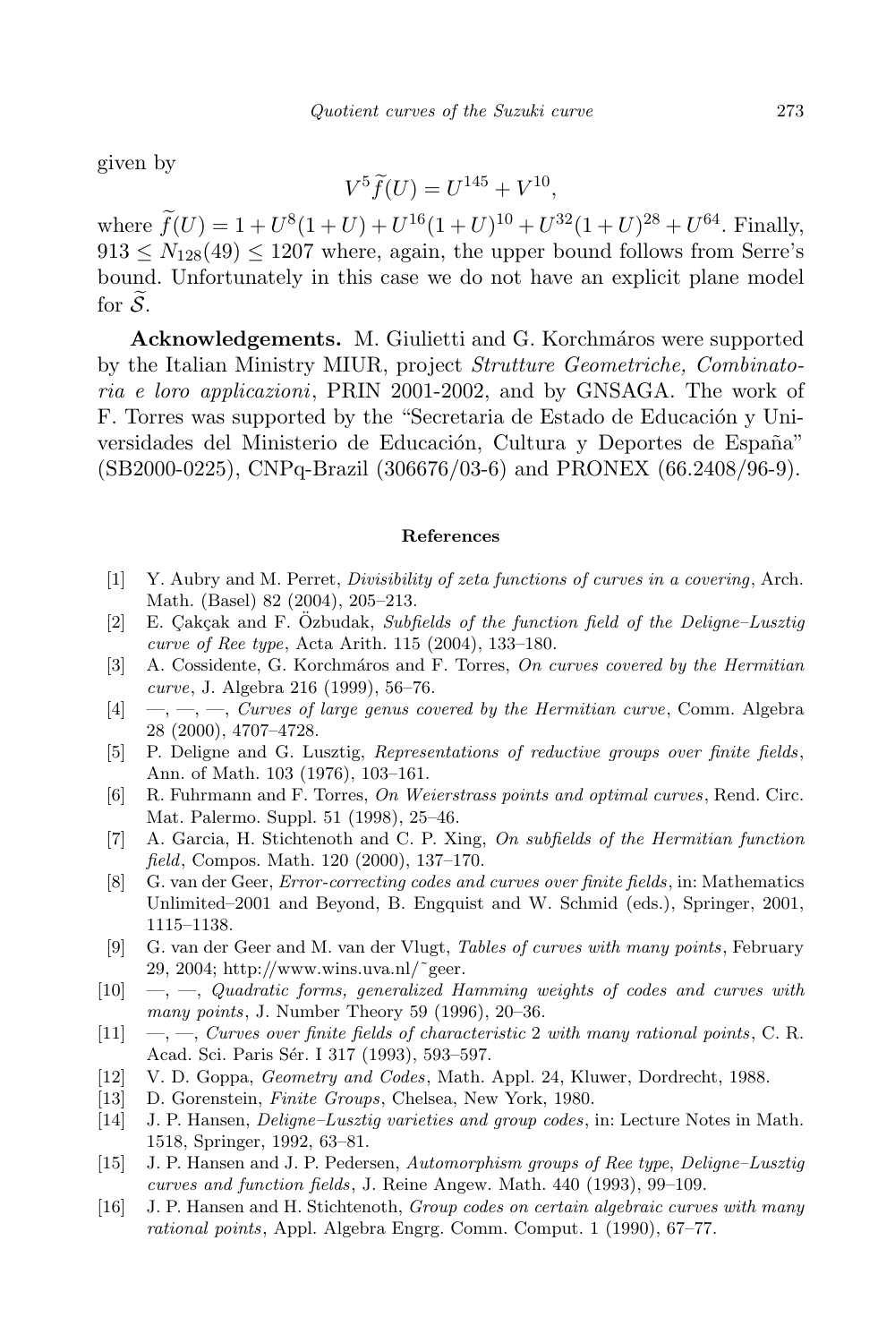given by

$$V^5 \widetilde{f}(U) = U^{145} + V^{10},$$

where $\widetilde{f}(U) = 1 + U^8(1+U) + U^{16}(1+U)^{10} + U^{32}(1+U)^{28} + U^{64}$. Finally, $913 \leq N_{128}(49) \leq 1207$ where, again, the upper bound follows from Serre's bound. Unfortunately in this case we do not have an explicit plane model for $\widetilde{\mathcal{S}}$.

**Acknowledgements.** M. Giulietti and G. Korchmáros were supported by the Italian Ministry MIUR, project *Strutture Geometriche, Combinatoria e loro applicazioni*, PRIN 2001-2002, and by GNSAGA. The work of F. Torres was supported by the "Secretaria de Estado de Educación y Universidades del Ministerio de Educación, Cultura y Deportes de España" (SB2000-0225), CNPq-Brazil (306676/03-6) and PRONEX (66.2408/96-9).

## References

[1] Y. Aubry and M. Perret, *Divisibility of zeta functions of curves in a covering*, Arch. Math. (Basel) 82 (2004), 205–213.

[2] E. Çakçak and F. Özbudak, *Subfields of the function field of the Deligne–Lusztig curve of Ree type*, Acta Arith. 115 (2004), 133–180.

[3] A. Cossidente, G. Korchmáros and F. Torres, *On curves covered by the Hermitian curve*, J. Algebra 216 (1999), 56–76.

[4] —, —, —, *Curves of large genus covered by the Hermitian curve*, Comm. Algebra 28 (2000), 4707–4728.

[5] P. Deligne and G. Lusztig, *Representations of reductive groups over finite fields*, Ann. of Math. 103 (1976), 103–161.

[6] R. Fuhrmann and F. Torres, *On Weierstrass points and optimal curves*, Rend. Circ. Mat. Palermo. Suppl. 51 (1998), 25–46.

[7] A. Garcia, H. Stichtenoth and C. P. Xing, *On subfields of the Hermitian function field*, Compos. Math. 120 (2000), 137–170.

[8] G. van der Geer, *Error-correcting codes and curves over finite fields*, in: Mathematics Unlimited–2001 and Beyond, B. Engquist and W. Schmid (eds.), Springer, 2001, 1115–1138.

[9] G. van der Geer and M. van der Vlugt, *Tables of curves with many points*, February 29, 2004; http://www.wins.uva.nl/~geer.

[10] —, —, *Quadratic forms, generalized Hamming weights of codes and curves with many points*, J. Number Theory 59 (1996), 20–36.

[11] —, —, *Curves over finite fields of characteristic* 2 *with many rational points*, C. R. Acad. Sci. Paris Sér. I 317 (1993), 593–597.

[12] V. D. Goppa, *Geometry and Codes*, Math. Appl. 24, Kluwer, Dordrecht, 1988.

[13] D. Gorenstein, *Finite Groups*, Chelsea, New York, 1980.

[14] J. P. Hansen, *Deligne–Lusztig varieties and group codes*, in: Lecture Notes in Math. 1518, Springer, 1992, 63–81.

[15] J. P. Hansen and J. P. Pedersen, *Automorphism groups of Ree type, Deligne–Lusztig curves and function fields*, J. Reine Angew. Math. 440 (1993), 99–109.

[16] J. P. Hansen and H. Stichtenoth, *Group codes on certain algebraic curves with many rational points*, Appl. Algebra Engrg. Comm. Comput. 1 (1990), 67–77.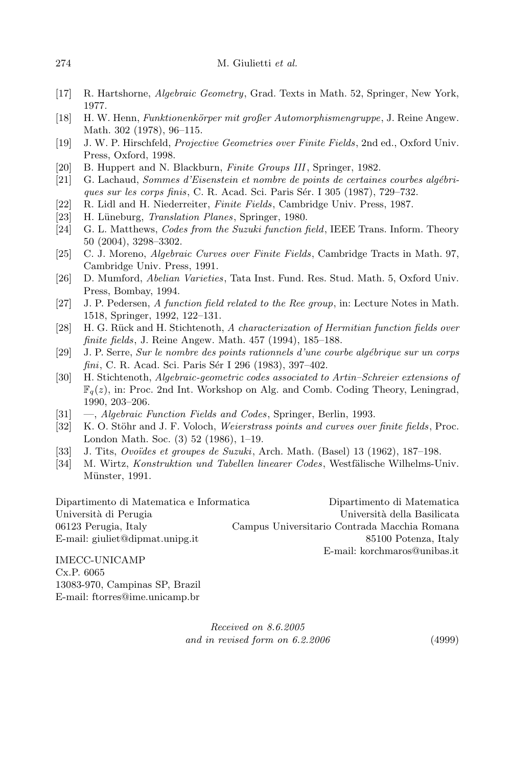[17] R. Hartshorne, *Algebraic Geometry*, Grad. Texts in Math. 52, Springer, New York, 1977.

[18] H. W. Henn, *Funktionenkörper mit großer Automorphismengruppe*, J. Reine Angew. Math. 302 (1978), 96–115.

[19] J. W. P. Hirschfeld, *Projective Geometries over Finite Fields*, 2nd ed., Oxford Univ. Press, Oxford, 1998.

[20] B. Huppert and N. Blackburn, *Finite Groups III*, Springer, 1982.

[21] G. Lachaud, *Sommes d'Eisenstein et nombre de points de certaines courbes algébriques sur les corps finis*, C. R. Acad. Sci. Paris Sér. I 305 (1987), 729–732.

[22] R. Lidl and H. Niederreiter, *Finite Fields*, Cambridge Univ. Press, 1987.

[23] H. Lüneburg, *Translation Planes*, Springer, 1980.

[24] G. L. Matthews, *Codes from the Suzuki function field*, IEEE Trans. Inform. Theory 50 (2004), 3298–3302.

[25] C. J. Moreno, *Algebraic Curves over Finite Fields*, Cambridge Tracts in Math. 97, Cambridge Univ. Press, 1991.

[26] D. Mumford, *Abelian Varieties*, Tata Inst. Fund. Res. Stud. Math. 5, Oxford Univ. Press, Bombay, 1994.

[27] J. P. Pedersen, *A function field related to the Ree group*, in: Lecture Notes in Math. 1518, Springer, 1992, 122–131.

[28] H. G. Rück and H. Stichtenoth, *A characterization of Hermitian function fields over finite fields*, J. Reine Angew. Math. 457 (1994), 185–188.

[29] J. P. Serre, *Sur le nombre des points rationnels d'une courbe algébrique sur un corps fini*, C. R. Acad. Sci. Paris Sér I 296 (1983), 397–402.

[30] H. Stichtenoth, *Algebraic-geometric codes associated to Artin–Schreier extensions of* $\mathbb{F}_q(z)$, in: Proc. 2nd Int. Workshop on Alg. and Comb. Coding Theory, Leningrad, 1990, 203–206.

[31] —, *Algebraic Function Fields and Codes*, Springer, Berlin, 1993.

[32] K. O. Stöhr and J. F. Voloch, *Weierstrass points and curves over finite fields*, Proc. London Math. Soc. (3) 52 (1986), 1–19.

[33] J. Tits, *Ovoïdes et groupes de Suzuki*, Arch. Math. (Basel) 13 (1962), 187–198.

[34] M. Wirtz, *Konstruktion und Tabellen linearer Codes*, Westfälische Wilhelms-Univ. Münster, 1991.

Dipartimento di Matematica e Informatica
Università di Perugia
06123 Perugia, Italy
E-mail: giuliet@dipmat.unipg.it

Dipartimento di Matematica
Università della Basilicata
Campus Universitario Contrada Macchia Romana
85100 Potenza, Italy
E-mail: korchmaros@unibas.it

IMECC-UNICAMP
Cx.P. 6065
13083-970, Campinas SP, Brazil
E-mail: ftorres@ime.unicamp.br

*Received on 8.6.2005*
*and in revised form on 6.2.2006* (4999)